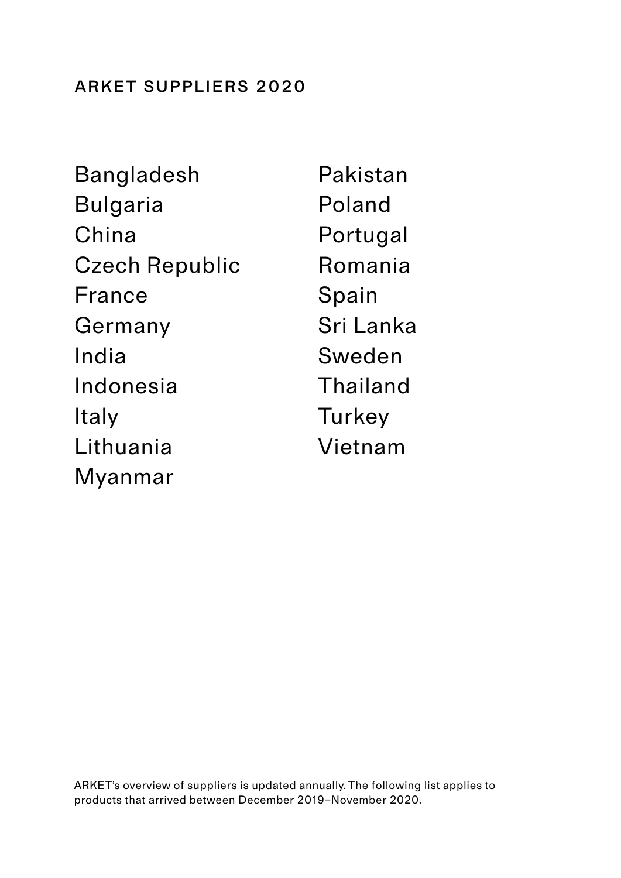# ARKET SUPPLIERS 2020

Bangladesh
Bulgaria
China
Czech Republic
France
Germany
India
Indonesia
Italy
Lithuania
Myanmar
Pakistan
Poland
Portugal
Romania
Spain
Sri Lanka
Sweden
Thailand
Turkey
Vietnam

ARKET's overview of suppliers is updated annually. The following list applies to products that arrived between December 2019–November 2020.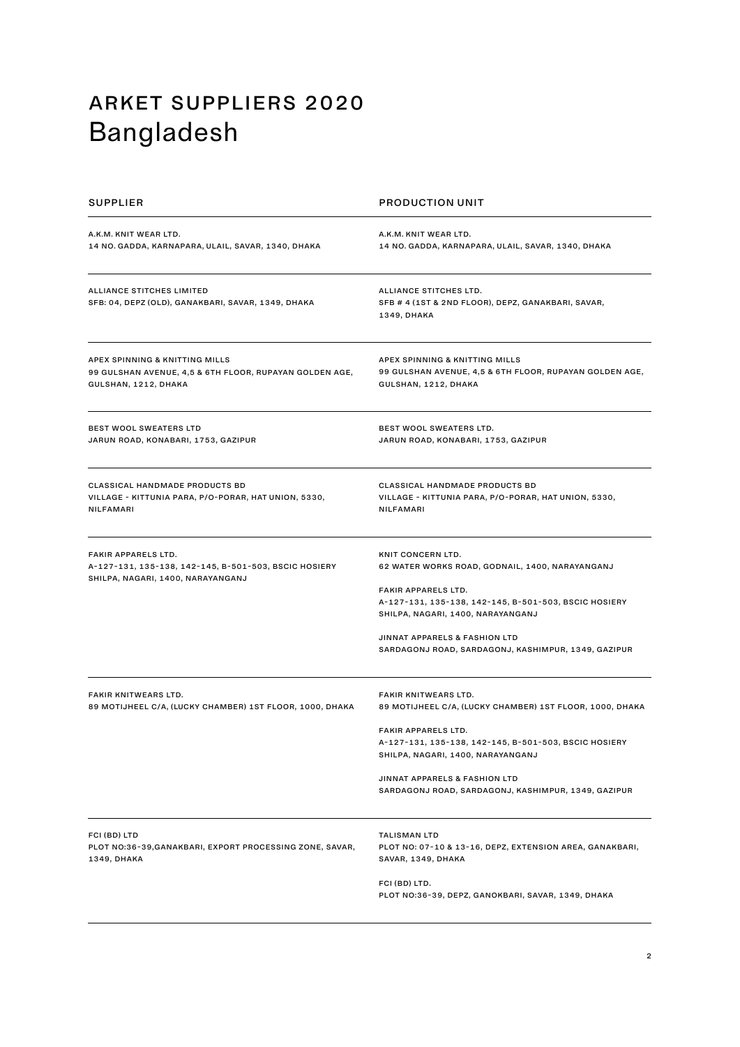# ARKET SUPPLIERS 2020
## Bangladesh

| SUPPLIER | PRODUCTION UNIT |
|---|---|
| A.K.M. KNIT WEAR LTD.<br>14 NO. GADDA, KARNAPARA, ULAIL, SAVAR, 1340, DHAKA | A.K.M. KNIT WEAR LTD.<br>14 NO. GADDA, KARNAPARA, ULAIL, SAVAR, 1340, DHAKA |
| ALLIANCE STITCHES LIMITED<br>SFB: 04, DEPZ (OLD), GANAKBARI, SAVAR, 1349, DHAKA | ALLIANCE STITCHES LTD.<br>SFB # 4 (1ST & 2ND FLOOR), DEPZ, GANAKBARI, SAVAR, 1349, DHAKA |
| APEX SPINNING & KNITTING MILLS<br>99 GULSHAN AVENUE, 4,5 & 6TH FLOOR, RUPAYAN GOLDEN AGE, GULSHAN, 1212, DHAKA | APEX SPINNING & KNITTING MILLS<br>99 GULSHAN AVENUE, 4,5 & 6TH FLOOR, RUPAYAN GOLDEN AGE, GULSHAN, 1212, DHAKA |
| BEST WOOL SWEATERS LTD<br>JARUN ROAD, KONABARI, 1753, GAZIPUR | BEST WOOL SWEATERS LTD.<br>JARUN ROAD, KONABARI, 1753, GAZIPUR |
| CLASSICAL HANDMADE PRODUCTS BD<br>VILLAGE - KITTUNIA PARA, P/O-PORAR, HAT UNION, 5330, NILFAMARI | CLASSICAL HANDMADE PRODUCTS BD<br>VILLAGE - KITTUNIA PARA, P/O-PORAR, HAT UNION, 5330, NILFAMARI |
| FAKIR APPARELS LTD.<br>A-127-131, 135-138, 142-145, B-501-503, BSCIC HOSIERY SHILPA, NAGARI, 1400, NARAYANGANJ | KNIT CONCERN LTD.<br>62 WATER WORKS ROAD, GODNAIL, 1400, NARAYANGANJ<br><br>FAKIR APPARELS LTD.<br>A-127-131, 135-138, 142-145, B-501-503, BSCIC HOSIERY SHILPA, NAGARI, 1400, NARAYANGANJ<br><br>JINNAT APPARELS & FASHION LTD<br>SARDAGONJ ROAD, SARDAGONJ, KASHIMPUR, 1349, GAZIPUR |
| FAKIR KNITWEARS LTD.<br>89 MOTIJHEEL C/A, (LUCKY CHAMBER) 1ST FLOOR, 1000, DHAKA | FAKIR KNITWEARS LTD.<br>89 MOTIJHEEL C/A, (LUCKY CHAMBER) 1ST FLOOR, 1000, DHAKA<br><br>FAKIR APPARELS LTD.<br>A-127-131, 135-138, 142-145, B-501-503, BSCIC HOSIERY SHILPA, NAGARI, 1400, NARAYANGANJ<br><br>JINNAT APPARELS & FASHION LTD<br>SARDAGONJ ROAD, SARDAGONJ, KASHIMPUR, 1349, GAZIPUR |
| FCI (BD) LTD<br>PLOT NO:36-39,GANAKBARI, EXPORT PROCESSING ZONE, SAVAR, 1349, DHAKA | TALISMAN LTD<br>PLOT NO: 07-10 & 13-16, DEPZ, EXTENSION AREA, GANAKBARI, SAVAR, 1349, DHAKA<br><br>FCI (BD) LTD.<br>PLOT NO:36-39, DEPZ, GANOKBARI, SAVAR, 1349, DHAKA |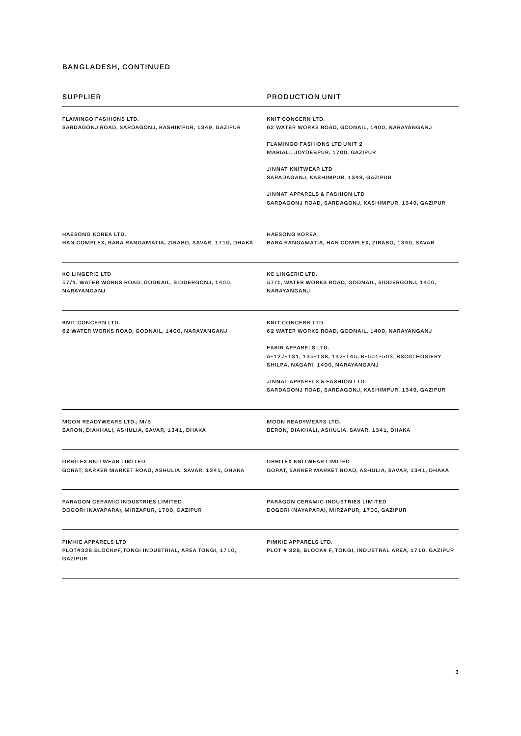## BANGLADESH, CONTINUED

| SUPPLIER | PRODUCTION UNIT |
|---|---|
| FLAMINGO FASHIONS LTD.<br>SARDAGONJ ROAD, SARDAGONJ, KASHIMPUR, 1349, GAZIPUR | KNIT CONCERN LTD.<br>62 WATER WORKS ROAD, GODNAIL, 1400, NARAYANGANJ<br><br>FLAMINGO FASHIONS LTD UNIT 2<br>MARIALI, JOYDEBPUR, 1700, GAZIPUR<br><br>JINNAT KNITWEAR LTD<br>SARADAGANJ, KASHIMPUR, 1349, GAZIPUR<br><br>JINNAT APPARELS & FASHION LTD<br>SARDAGONJ ROAD, SARDAGONJ, KASHIMPUR, 1349, GAZIPUR |
| HAESONG KOREA LTD.<br>HAN COMPLEX, BARA RANGAMATIA, ZIRABO, SAVAR, 1710, DHAKA | HAESONG KOREA<br>BARA RANGAMATIA, HAN COMPLEX, ZIRABO, 1340, SAVAR |
| KC LINGERIE LTD<br>57/1, WATER WORKS ROAD, GODNAIL, SIDDERGONJ, 1400, NARAYANGANJ | KC LINGERIE LTD.<br>57/1, WATER WORKS ROAD, GODNAIL, SIDDERGONJ, 1400, NARAYANGANJ |
| KNIT CONCERN LTD.<br>62 WATER WORKS ROAD, GODNAIL, 1400, NARAYANGANJ | KNIT CONCERN LTD.<br>62 WATER WORKS ROAD, GODNAIL, 1400, NARAYANGANJ<br><br>FAKIR APPARELS LTD.<br>A-127-131, 135-138, 142-145, B-501-503, BSCIC HOSIERY SHILPA, NAGARI, 1400, NARAYANGANJ<br><br>JINNAT APPARELS & FASHION LTD<br>SARDAGONJ ROAD, SARDAGONJ, KASHIMPUR, 1349, GAZIPUR |
| MOON READYWEARS LTD.; M/S<br>BARON, DIAKHALI, ASHULIA, SAVAR, 1341, DHAKA | MOON READYWEARS LTD.<br>BERON, DIAKHALI, ASHULIA, SAVAR, 1341, DHAKA |
| ORBITEX KNITWEAR LIMITED<br>GORAT, SARKER MARKET ROAD, ASHULIA, SAVAR, 1341, DHAKA | ORBITEX KNITWEAR LIMITED<br>GORAT, SARKER MARKET ROAD, ASHULIA, SAVAR, 1341, DHAKA |
| PARAGON CERAMIC INDUSTRIES LIMITED<br>DOGORI (NAYAPARA), MIRZAPUR, 1700, GAZIPUR | PARAGON CERAMIC INDUSTRIES LIMITED<br>DOGORI (NAYAPARA), MIRZAPUR, 1700, GAZIPUR |
| PIMKIE APPARELS LTD<br>PLOT#328,BLOCK#F,TONGI INDUSTRIAL, AREA TONGI, 1710, GAZIPUR | PIMKIE APPARELS LTD.<br>PLOT # 328, BLOCK# F, TONGI, INDUSTRAL AREA, 1710, GAZIPUR |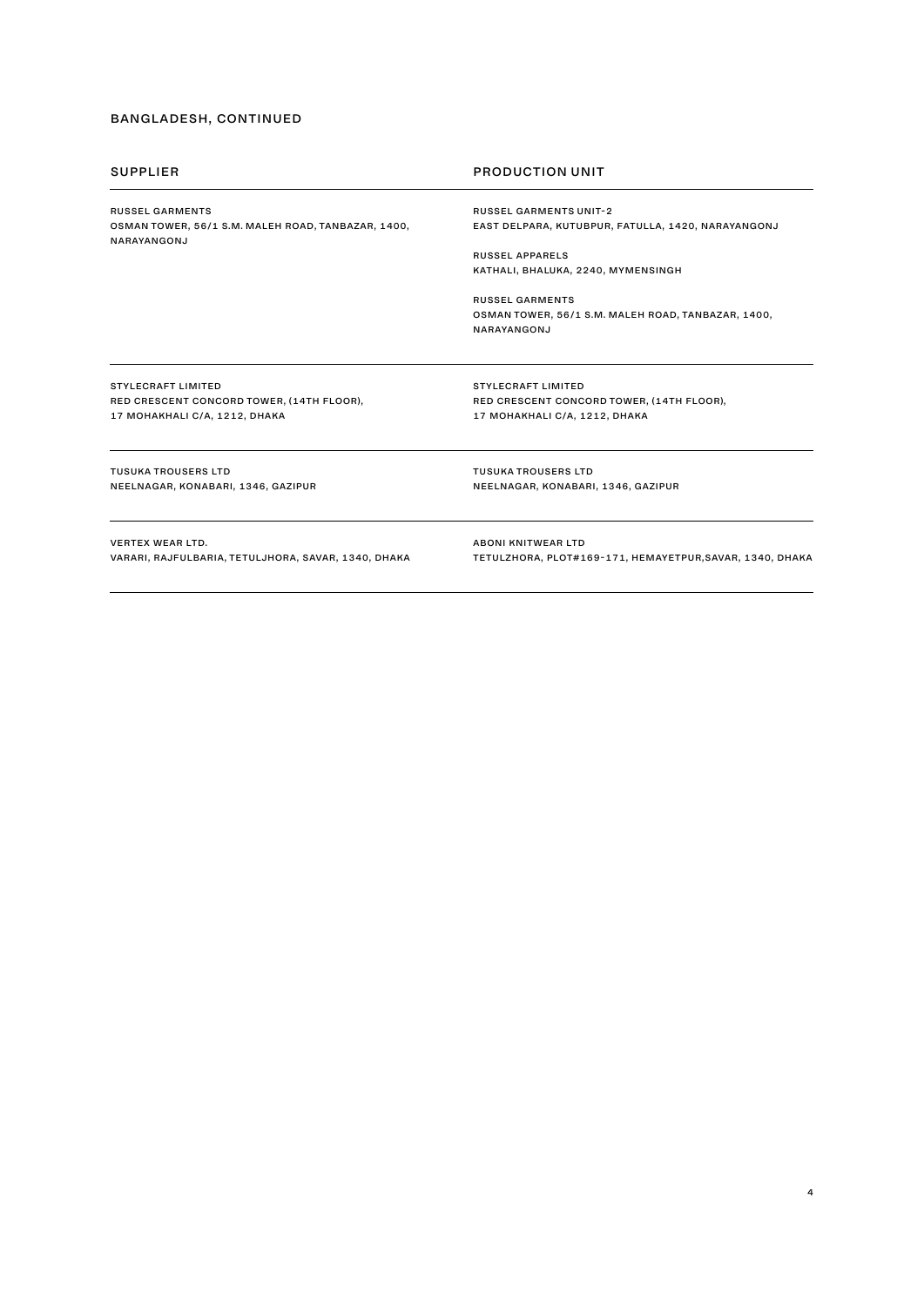## BANGLADESH, CONTINUED

| SUPPLIER | PRODUCTION UNIT |
|---|---|
| RUSSEL GARMENTS<br>OSMAN TOWER, 56/1 S.M. MALEH ROAD, TANBAZAR, 1400, NARAYANGONJ | RUSSEL GARMENTS UNIT-2<br>EAST DELPARA, KUTUBPUR, FATULLA, 1420, NARAYANGONJ<br><br>RUSSEL APPARELS<br>KATHALI, BHALUKA, 2240, MYMENSINGH<br><br>RUSSEL GARMENTS<br>OSMAN TOWER, 56/1 S.M. MALEH ROAD, TANBAZAR, 1400, NARAYANGONJ |
| STYLECRAFT LIMITED<br>RED CRESCENT CONCORD TOWER, (14TH FLOOR), 17 MOHAKHALI C/A, 1212, DHAKA | STYLECRAFT LIMITED<br>RED CRESCENT CONCORD TOWER, (14TH FLOOR), 17 MOHAKHALI C/A, 1212, DHAKA |
| TUSUKA TROUSERS LTD<br>NEELNAGAR, KONABARI, 1346, GAZIPUR | TUSUKA TROUSERS LTD<br>NEELNAGAR, KONABARI, 1346, GAZIPUR |
| VERTEX WEAR LTD.<br>VARARI, RAJFULBARIA, TETULJHORA, SAVAR, 1340, DHAKA | ABONI KNITWEAR LTD<br>TETULZHORA, PLOT#169-171, HEMAYETPUR,SAVAR, 1340, DHAKA |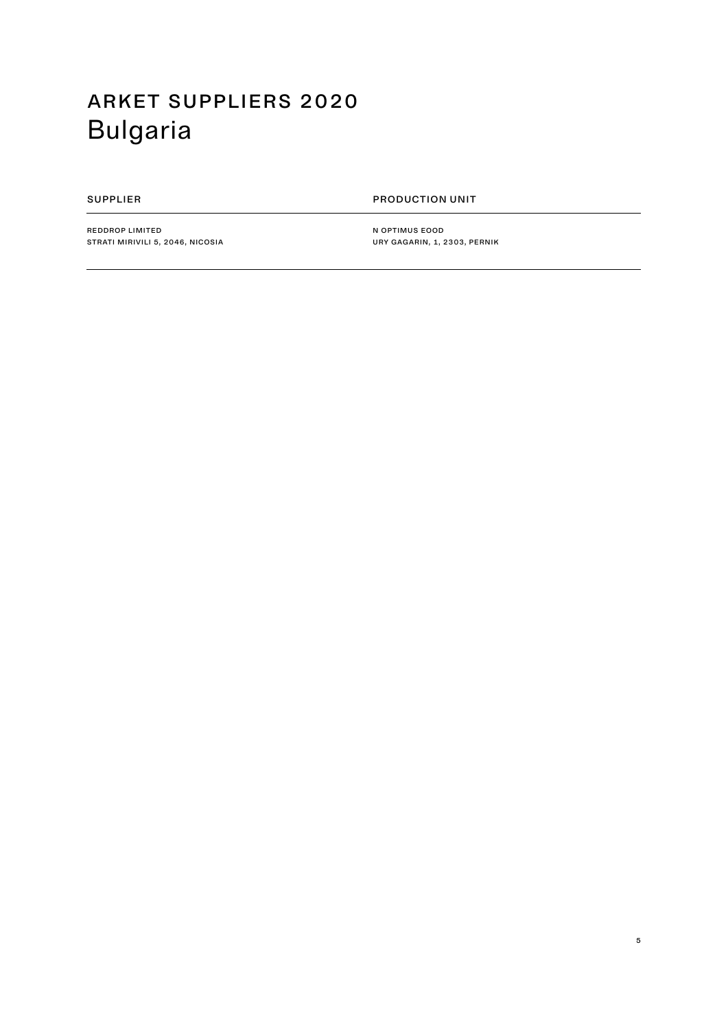# ARKET SUPPLIERS 2020
## Bulgaria

| SUPPLIER | PRODUCTION UNIT |
| --- | --- |
| REDDROP LIMITED<br>STRATI MIRIVILI 5, 2046, NICOSIA | N OPTIMUS EOOD<br>URY GAGARIN, 1, 2303, PERNIK |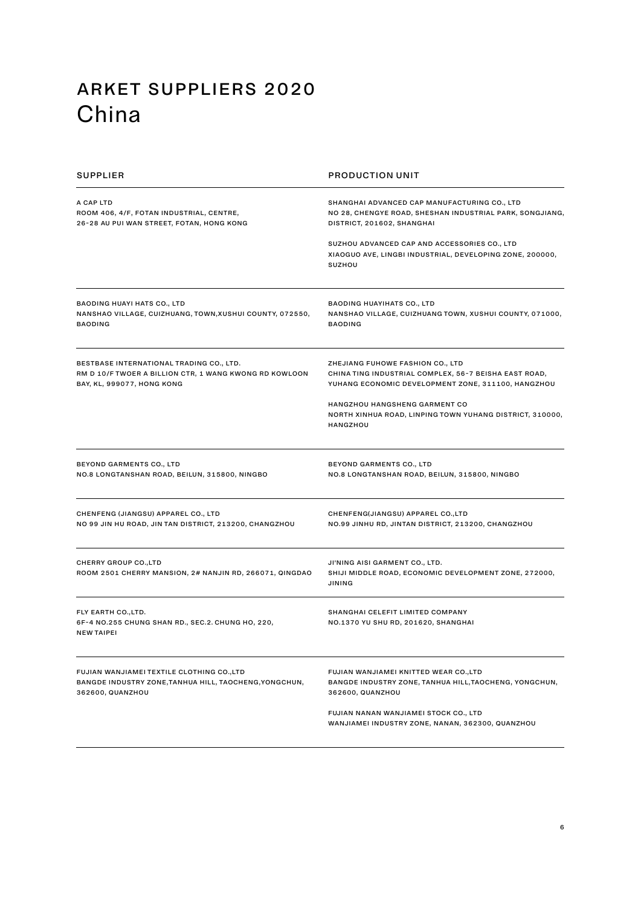# ARKET SUPPLIERS 2020
## China

| SUPPLIER | PRODUCTION UNIT |
|---|---|
| A CAP LTD<br>ROOM 406, 4/F, FOTAN INDUSTRIAL, CENTRE,<br>26-28 AU PUI WAN STREET, FOTAN, HONG KONG | SHANGHAI ADVANCED CAP MANUFACTURING CO., LTD<br>NO 28, CHENGYE ROAD, SHESHAN INDUSTRIAL PARK, SONGJIANG, DISTRICT, 201602, SHANGHAI<br><br>SUZHOU ADVANCED CAP AND ACCESSORIES CO., LTD<br>XIAOGUO AVE, LINGBI INDUSTRIAL, DEVELOPING ZONE, 200000, SUZHOU |
| BAODING HUAYI HATS CO., LTD<br>NANSHAO VILLAGE, CUIZHUANG, TOWN,XUSHUI COUNTY, 072550, BAODING | BAODING HUAYIHATS CO., LTD<br>NANSHAO VILLAGE, CUIZHUANG TOWN, XUSHUI COUNTY, 071000, BAODING |
| BESTBASE INTERNATIONAL TRADING CO., LTD.<br>RM D 10/F TWOER A BILLION CTR, 1 WANG KWONG RD KOWLOON BAY, KL, 999077, HONG KONG | ZHEJIANG FUHOWE FASHION CO., LTD<br>CHINA TING INDUSTRIAL COMPLEX, 56-7 BEISHA EAST ROAD, YUHANG ECONOMIC DEVELOPMENT ZONE, 311100, HANGZHOU<br><br>HANGZHOU HANGSHENG GARMENT CO<br>NORTH XINHUA ROAD, LINPING TOWN YUHANG DISTRICT, 310000, HANGZHOU |
| BEYOND GARMENTS CO., LTD<br>NO.8 LONGTANSHAN ROAD, BEILUN, 315800, NINGBO | BEYOND GARMENTS CO., LTD<br>NO.8 LONGTANSHAN ROAD, BEILUN, 315800, NINGBO |
| CHENFENG (JIANGSU) APPAREL CO., LTD<br>NO 99 JIN HU ROAD, JIN TAN DISTRICT, 213200, CHANGZHOU | CHENFENG(JIANGSU) APPAREL CO.,LTD<br>NO.99 JINHU RD, JINTAN DISTRICT, 213200, CHANGZHOU |
| CHERRY GROUP CO.,LTD<br>ROOM 2501 CHERRY MANSION, 2# NANJIN RD, 266071, QINGDAO | JI'NING AISI GARMENT CO., LTD.<br>SHIJI MIDDLE ROAD, ECONOMIC DEVELOPMENT ZONE, 272000, JINING |
| FLY EARTH CO.,LTD.<br>6F-4 NO.255 CHUNG SHAN RD., SEC.2. CHUNG HO, 220, NEW TAIPEI | SHANGHAI CELEFIT LIMITED COMPANY<br>NO.1370 YU SHU RD, 201620, SHANGHAI |
| FUJIAN WANJIAMEI TEXTILE CLOTHING CO.,LTD<br>BANGDE INDUSTRY ZONE,TANHUA HILL, TAOCHENG,YONGCHUN, 362600, QUANZHOU | FUJIAN WANJIAMEI KNITTED WEAR CO.,LTD<br>BANGDE INDUSTRY ZONE, TANHUA HILL,TAOCHENG, YONGCHUN, 362600, QUANZHOU<br><br>FUJIAN NANAN WANJIAMEI STOCK CO., LTD<br>WANJIAMEI INDUSTRY ZONE, NANAN, 362300, QUANZHOU |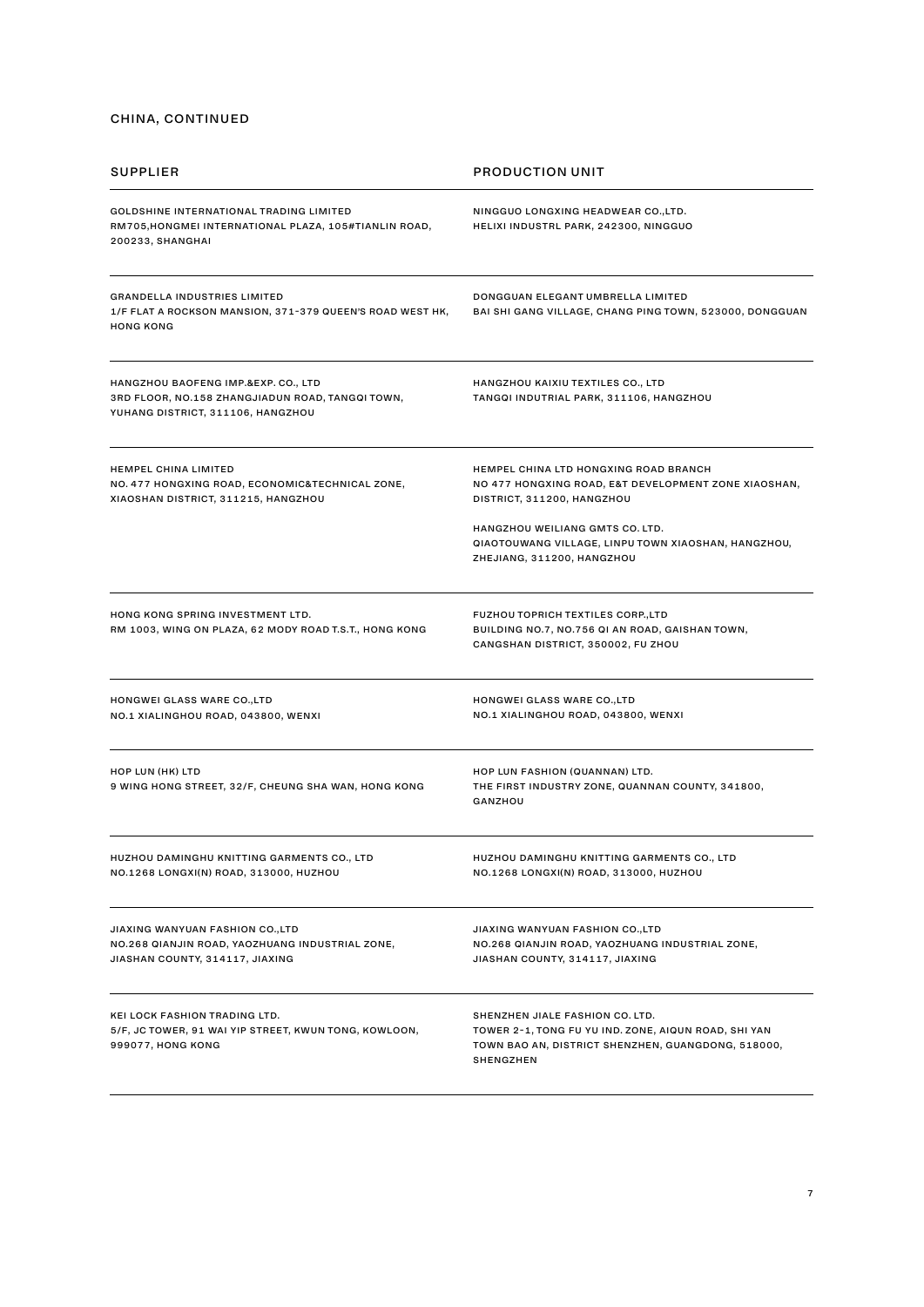## CHINA, CONTINUED

| SUPPLIER | PRODUCTION UNIT |
|---|---|
| GOLDSHINE INTERNATIONAL TRADING LIMITED<br>RM705,HONGMEI INTERNATIONAL PLAZA, 105#TIANLIN ROAD, 200233, SHANGHAI | NINGGUO LONGXING HEADWEAR CO.,LTD.<br>HELIXI INDUSTRL PARK, 242300, NINGGUO |
| GRANDELLA INDUSTRIES LIMITED<br>1/F FLAT A ROCKSON MANSION, 371-379 QUEEN'S ROAD WEST HK, HONG KONG | DONGGUAN ELEGANT UMBRELLA LIMITED<br>BAI SHI GANG VILLAGE, CHANG PING TOWN, 523000, DONGGUAN |
| HANGZHOU BAOFENG IMP.&EXP. CO., LTD<br>3RD FLOOR, NO.158 ZHANGJIADUN ROAD, TANGQI TOWN, YUHANG DISTRICT, 311106, HANGZHOU | HANGZHOU KAIXIU TEXTILES CO., LTD<br>TANGQI INDUTRIAL PARK, 311106, HANGZHOU |
| HEMPEL CHINA LIMITED<br>NO. 477 HONGXING ROAD, ECONOMIC&TECHNICAL ZONE, XIAOSHAN DISTRICT, 311215, HANGZHOU | HEMPEL CHINA LTD HONGXING ROAD BRANCH<br>NO 477 HONGXING ROAD, E&T DEVELOPMENT ZONE XIAOSHAN, DISTRICT, 311200, HANGZHOU<br><br>HANGZHOU WEILIANG GMTS CO. LTD.<br>QIAOTOUWANG VILLAGE, LINPU TOWN XIAOSHAN, HANGZHOU, ZHEJIANG, 311200, HANGZHOU |
| HONG KONG SPRING INVESTMENT LTD.<br>RM 1003, WING ON PLAZA, 62 MODY ROAD T.S.T., HONG KONG | FUZHOU TOPRICH TEXTILES CORP.,LTD<br>BUILDING NO.7, NO.756 QI AN ROAD, GAISHAN TOWN, CANGSHAN DISTRICT, 350002, FU ZHOU |
| HONGWEI GLASS WARE CO.,LTD<br>NO.1 XIALINGHOU ROAD, 043800, WENXI | HONGWEI GLASS WARE CO.,LTD<br>NO.1 XIALINGHOU ROAD, 043800, WENXI |
| HOP LUN (HK) LTD<br>9 WING HONG STREET, 32/F, CHEUNG SHA WAN, HONG KONG | HOP LUN FASHION (QUANNAN) LTD.<br>THE FIRST INDUSTRY ZONE, QUANNAN COUNTY, 341800, GANZHOU |
| HUZHOU DAMINGHU KNITTING GARMENTS CO., LTD<br>NO.1268 LONGXI(N) ROAD, 313000, HUZHOU | HUZHOU DAMINGHU KNITTING GARMENTS CO., LTD<br>NO.1268 LONGXI(N) ROAD, 313000, HUZHOU |
| JIAXING WANYUAN FASHION CO.,LTD<br>NO.268 QIANJIN ROAD, YAOZHUANG INDUSTRIAL ZONE, JIASHAN COUNTY, 314117, JIAXING | JIAXING WANYUAN FASHION CO.,LTD<br>NO.268 QIANJIN ROAD, YAOZHUANG INDUSTRIAL ZONE, JIASHAN COUNTY, 314117, JIAXING |
| KEI LOCK FASHION TRADING LTD.<br>5/F, JC TOWER, 91 WAI YIP STREET, KWUN TONG, KOWLOON, 999077, HONG KONG | SHENZHEN JIALE FASHION CO. LTD.<br>TOWER 2-1, TONG FU YU IND. ZONE, AIQUN ROAD, SHI YAN TOWN BAO AN, DISTRICT SHENZHEN, GUANGDONG, 518000, SHENGZHEN |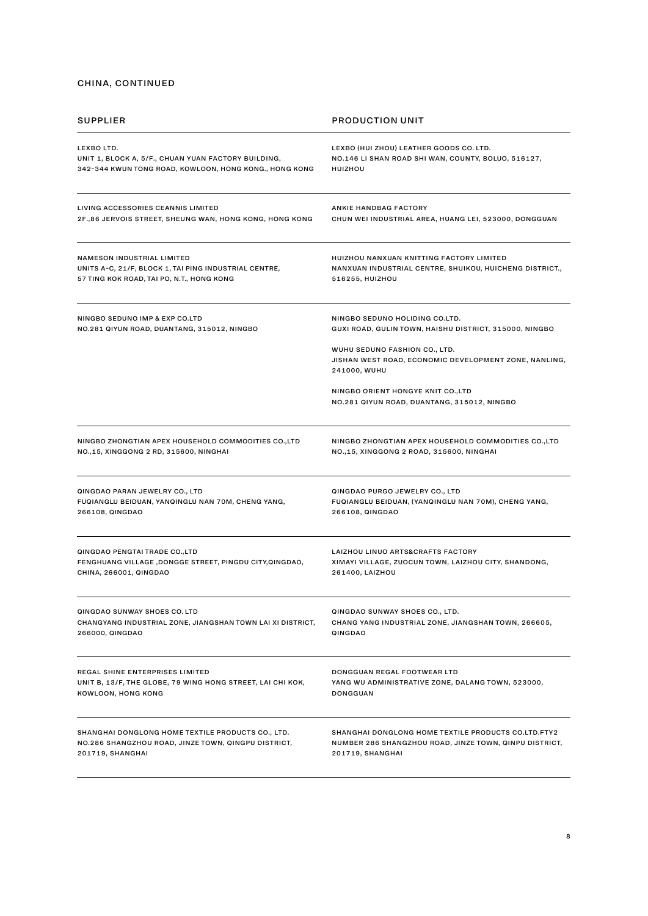## CHINA, CONTINUED

| SUPPLIER | PRODUCTION UNIT |
|---|---|
| LEXBO LTD.<br>UNIT 1, BLOCK A, 5/F., CHUAN YUAN FACTORY BUILDING, 342-344 KWUN TONG ROAD, KOWLOON, HONG KONG., HONG KONG | LEXBO (HUI ZHOU) LEATHER GOODS CO. LTD.<br>NO.146 LI SHAN ROAD SHI WAN, COUNTY, BOLUO, 516127, HUIZHOU |
| LIVING ACCESSORIES CEANNIS LIMITED<br>2F.,86 JERVOIS STREET, SHEUNG WAN, HONG KONG, HONG KONG | ANKIE HANDBAG FACTORY<br>CHUN WEI INDUSTRIAL AREA, HUANG LEI, 523000, DONGGUAN |
| NAMESON INDUSTRIAL LIMITED<br>UNITS A-C, 21/F, BLOCK 1, TAI PING INDUSTRIAL CENTRE, 57 TING KOK ROAD, TAI PO, N.T., HONG KONG | HUIZHOU NANXUAN KNITTING FACTORY LIMITED<br>NANXUAN INDUSTRIAL CENTRE, SHUIKOU, HUICHENG DISTRICT., 516255, HUIZHOU |
| NINGBO SEDUNO IMP & EXP CO.LTD<br>NO.281 QIYUN ROAD, DUANTANG, 315012, NINGBO | NINGBO SEDUNO HOLIDING CO.LTD.<br>GUXI ROAD, GULIN TOWN, HAISHU DISTRICT, 315000, NINGBO<br><br>WUHU SEDUNO FASHION CO., LTD.<br>JISHAN WEST ROAD, ECONOMIC DEVELOPMENT ZONE, NANLING, 241000, WUHU<br><br>NINGBO ORIENT HONGYE KNIT CO.,LTD<br>NO.281 QIYUN ROAD, DUANTANG, 315012, NINGBO |
| NINGBO ZHONGTIAN APEX HOUSEHOLD COMMODITIES CO.,LTD<br>NO.,15, XINGGONG 2 RD, 315600, NINGHAI | NINGBO ZHONGTIAN APEX HOUSEHOLD COMMODITIES CO.,LTD<br>NO.,15, XINGGONG 2 ROAD, 315600, NINGHAI |
| QINGDAO PARAN JEWELRY CO., LTD<br>FUQIANGLU BEIDUAN, YANQINGLU NAN 70M, CHENG YANG, 266108, QINGDAO | QINGDAO PURGO JEWELRY CO., LTD<br>FUQIANGLU BEIDUAN, (YANQINGLU NAN 70M), CHENG YANG, 266108, QINGDAO |
| QINGDAO PENGTAI TRADE CO.,LTD<br>FENGHUANG VILLAGE ,DONGGE STREET, PINGDU CITY,QINGDAO, CHINA, 266001, QINGDAO | LAIZHOU LINUO ARTS&CRAFTS FACTORY<br>XIMAYI VILLAGE, ZUOCUN TOWN, LAIZHOU CITY, SHANDONG, 261400, LAIZHOU |
| QINGDAO SUNWAY SHOES CO. LTD<br>CHANGYANG INDUSTRIAL ZONE, JIANGSHAN TOWN LAI XI DISTRICT, 266000, QINGDAO | QINGDAO SUNWAY SHOES CO., LTD.<br>CHANG YANG INDUSTRIAL ZONE, JIANGSHAN TOWN, 266605, QINGDAO |
| REGAL SHINE ENTERPRISES LIMITED<br>UNIT B, 13/F, THE GLOBE, 79 WING HONG STREET, LAI CHI KOK, KOWLOON, HONG KONG | DONGGUAN REGAL FOOTWEAR LTD<br>YANG WU ADMINISTRATIVE ZONE, DALANG TOWN, 523000, DONGGUAN |
| SHANGHAI DONGLONG HOME TEXTILE PRODUCTS CO., LTD.<br>NO.286 SHANGZHOU ROAD, JINZE TOWN, QINGPU DISTRICT, 201719, SHANGHAI | SHANGHAI DONGLONG HOME TEXTILE PRODUCTS CO.LTD.FTY2<br>NUMBER 286 SHANGZHOU ROAD, JINZE TOWN, QINPU DISTRICT, 201719, SHANGHAI |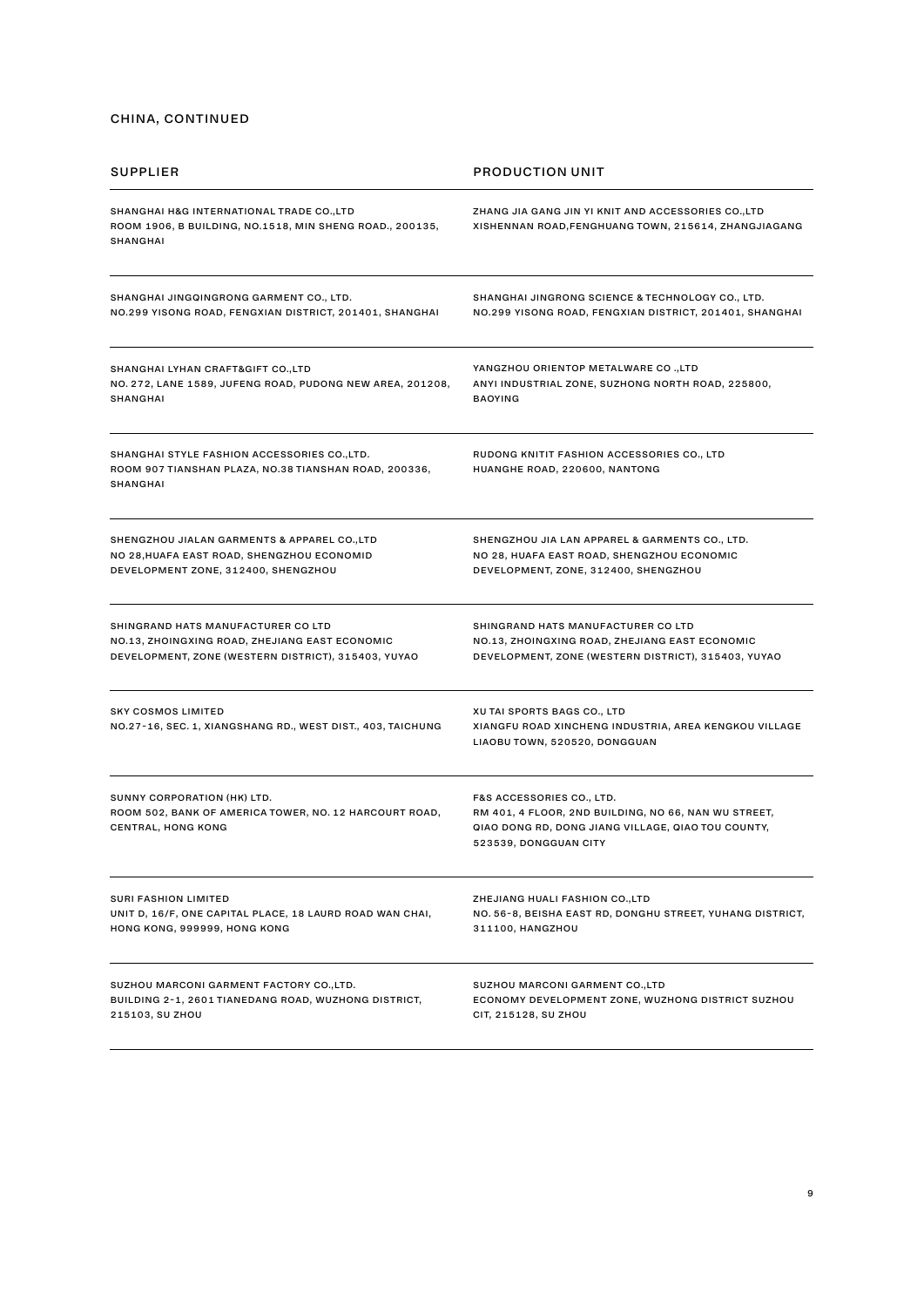## CHINA, CONTINUED

| SUPPLIER | PRODUCTION UNIT |
|---|---|
| SHANGHAI H&G INTERNATIONAL TRADE CO.,LTD<br>ROOM 1906, B BUILDING, NO.1518, MIN SHENG ROAD., 200135, SHANGHAI | ZHANG JIA GANG JIN YI KNIT AND ACCESSORIES CO.,LTD<br>XISHENNAN ROAD,FENGHUANG TOWN, 215614, ZHANGJIAGANG |
| SHANGHAI JINGQINGRONG GARMENT CO., LTD.<br>NO.299 YISONG ROAD, FENGXIAN DISTRICT, 201401, SHANGHAI | SHANGHAI JINGRONG SCIENCE & TECHNOLOGY CO., LTD.<br>NO.299 YISONG ROAD, FENGXIAN DISTRICT, 201401, SHANGHAI |
| SHANGHAI LYHAN CRAFT&GIFT CO.,LTD<br>NO. 272, LANE 1589, JUFENG ROAD, PUDONG NEW AREA, 201208, SHANGHAI | YANGZHOU ORIENTOP METALWARE CO .,LTD<br>ANYI INDUSTRIAL ZONE, SUZHONG NORTH ROAD, 225800, BAOYING |
| SHANGHAI STYLE FASHION ACCESSORIES CO.,LTD.<br>ROOM 907 TIANSHAN PLAZA, NO.38 TIANSHAN ROAD, 200336, SHANGHAI | RUDONG KNITIT FASHION ACCESSORIES CO., LTD<br>HUANGHE ROAD, 220600, NANTONG |
| SHENGZHOU JIALAN GARMENTS & APPAREL CO.,LTD<br>NO 28,HUAFA EAST ROAD, SHENGZHOU ECONOMID DEVELOPMENT ZONE, 312400, SHENGZHOU | SHENGZHOU JIA LAN APPAREL & GARMENTS CO., LTD.<br>NO 28, HUAFA EAST ROAD, SHENGZHOU ECONOMIC DEVELOPMENT, ZONE, 312400, SHENGZHOU |
| SHINGRAND HATS MANUFACTURER CO LTD<br>NO.13, ZHOINGXING ROAD, ZHEJIANG EAST ECONOMIC DEVELOPMENT, ZONE (WESTERN DISTRICT), 315403, YUYAO | SHINGRAND HATS MANUFACTURER CO LTD<br>NO.13, ZHOINGXING ROAD, ZHEJIANG EAST ECONOMIC DEVELOPMENT, ZONE (WESTERN DISTRICT), 315403, YUYAO |
| SKY COSMOS LIMITED<br>NO.27-16, SEC. 1, XIANGSHANG RD., WEST DIST., 403, TAICHUNG | XU TAI SPORTS BAGS CO., LTD<br>XIANGFU ROAD XINCHENG INDUSTRIA, AREA KENGKOU VILLAGE LIAOBU TOWN, 520520, DONGGUAN |
| SUNNY CORPORATION (HK) LTD.<br>ROOM 502, BANK OF AMERICA TOWER, NO. 12 HARCOURT ROAD, CENTRAL, HONG KONG | F&S ACCESSORIES CO., LTD.<br>RM 401, 4 FLOOR, 2ND BUILDING, NO 66, NAN WU STREET, QIAO DONG RD, DONG JIANG VILLAGE, QIAO TOU COUNTY, 523539, DONGGUAN CITY |
| SURI FASHION LIMITED<br>UNIT D, 16/F, ONE CAPITAL PLACE, 18 LAURD ROAD WAN CHAI, HONG KONG, 999999, HONG KONG | ZHEJIANG HUALI FASHION CO.,LTD<br>NO. 56-8, BEISHA EAST RD, DONGHU STREET, YUHANG DISTRICT, 311100, HANGZHOU |
| SUZHOU MARCONI GARMENT FACTORY CO.,LTD.<br>BUILDING 2-1, 2601 TIANEDANG ROAD, WUZHONG DISTRICT, 215103, SU ZHOU | SUZHOU MARCONI GARMENT CO.,LTD<br>ECONOMY DEVELOPMENT ZONE, WUZHONG DISTRICT SUZHOU CIT, 215128, SU ZHOU |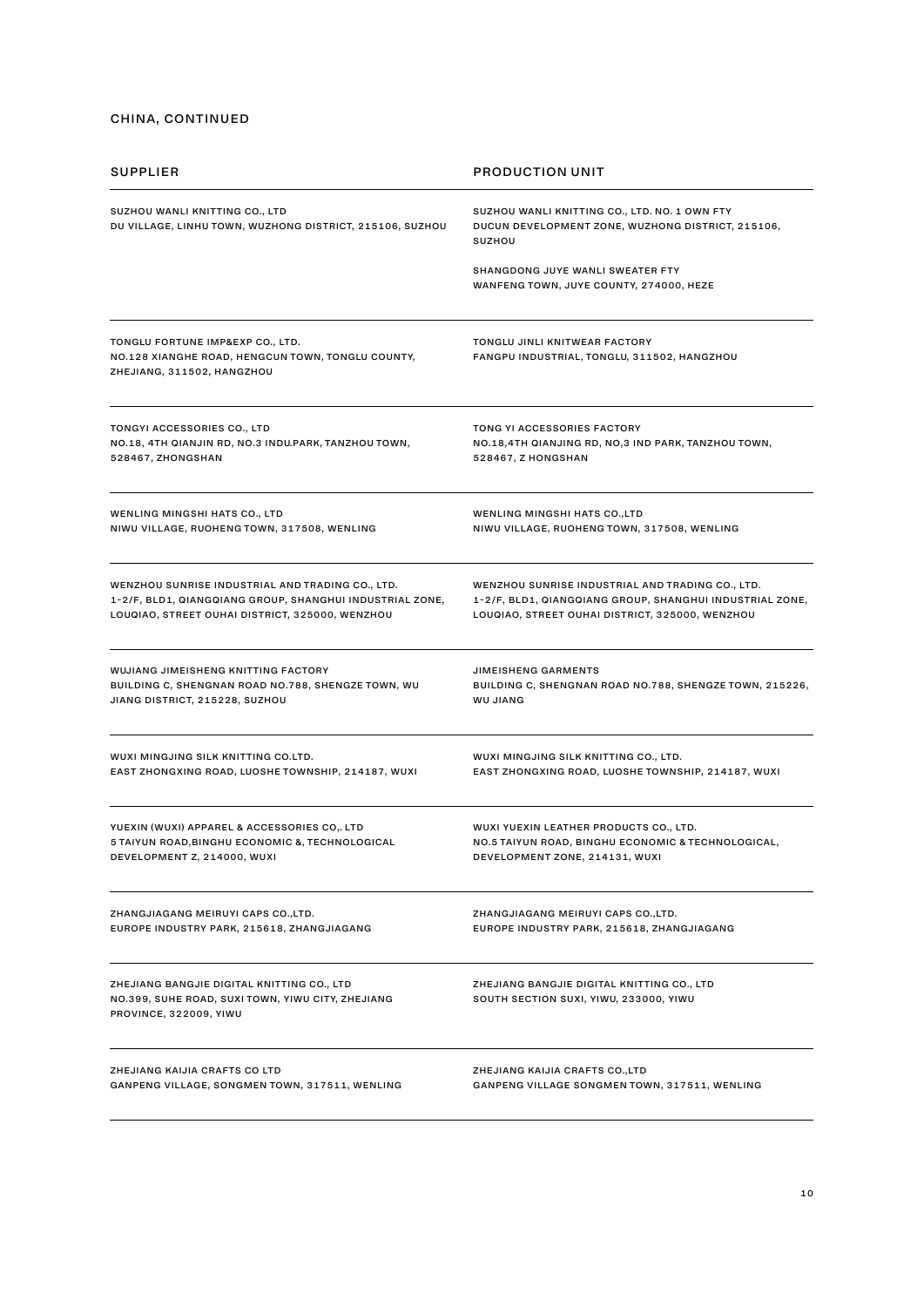## CHINA, CONTINUED

| SUPPLIER | PRODUCTION UNIT |
|---|---|
| SUZHOU WANLI KNITTING CO., LTD<br>DU VILLAGE, LINHU TOWN, WUZHONG DISTRICT, 215106, SUZHOU | SUZHOU WANLI KNITTING CO., LTD. NO. 1 OWN FTY<br>DUCUN DEVELOPMENT ZONE, WUZHONG DISTRICT, 215106, SUZHOU<br><br>SHANGDONG JUYE WANLI SWEATER FTY<br>WANFENG TOWN, JUYE COUNTY, 274000, HEZE |
| TONGLU FORTUNE IMP&EXP CO., LTD.<br>NO.128 XIANGHE ROAD, HENGCUN TOWN, TONGLU COUNTY, ZHEJIANG, 311502, HANGZHOU | TONGLU JINLI KNITWEAR FACTORY<br>FANGPU INDUSTRIAL, TONGLU, 311502, HANGZHOU |
| TONGYI ACCESSORIES CO., LTD<br>NO.18, 4TH QIANJIN RD, NO.3 INDU.PARK, TANZHOU TOWN, 528467, ZHONGSHAN | TONG YI ACCESSORIES FACTORY<br>NO.18,4TH QIANJING RD, NO,3 IND PARK, TANZHOU TOWN, 528467, Z HONGSHAN |
| WENLING MINGSHI HATS CO., LTD<br>NIWU VILLAGE, RUOHENG TOWN, 317508, WENLING | WENLING MINGSHI HATS CO.,LTD<br>NIWU VILLAGE, RUOHENG TOWN, 317508, WENLING |
| WENZHOU SUNRISE INDUSTRIAL AND TRADING CO., LTD.<br>1-2/F, BLD1, QIANGQIANG GROUP, SHANGHUI INDUSTRIAL ZONE, LOUQIAO, STREET OUHAI DISTRICT, 325000, WENZHOU | WENZHOU SUNRISE INDUSTRIAL AND TRADING CO., LTD.<br>1-2/F, BLD1, QIANGQIANG GROUP, SHANGHUI INDUSTRIAL ZONE, LOUQIAO, STREET OUHAI DISTRICT, 325000, WENZHOU |
| WUJIANG JIMEISHENG KNITTING FACTORY<br>BUILDING C, SHENGNAN ROAD NO.788, SHENGZE TOWN, WU JIANG DISTRICT, 215228, SUZHOU | JIMEISHENG GARMENTS<br>BUILDING C, SHENGNAN ROAD NO.788, SHENGZE TOWN, 215226, WU JIANG |
| WUXI MINGJING SILK KNITTING CO.LTD.<br>EAST ZHONGXING ROAD, LUOSHE TOWNSHIP, 214187, WUXI | WUXI MINGJING SILK KNITTING CO., LTD.<br>EAST ZHONGXING ROAD, LUOSHE TOWNSHIP, 214187, WUXI |
| YUEXIN (WUXI) APPAREL & ACCESSORIES CO,. LTD<br>5 TAIYUN ROAD,BINGHU ECONOMIC &, TECHNOLOGICAL DEVELOPMENT Z, 214000, WUXI | WUXI YUEXIN LEATHER PRODUCTS CO., LTD.<br>NO.5 TAIYUN ROAD, BINGHU ECONOMIC & TECHNOLOGICAL, DEVELOPMENT ZONE, 214131, WUXI |
| ZHANGJIAGANG MEIRUYI CAPS CO.,LTD.<br>EUROPE INDUSTRY PARK, 215618, ZHANGJIAGANG | ZHANGJIAGANG MEIRUYI CAPS CO.,LTD.<br>EUROPE INDUSTRY PARK, 215618, ZHANGJIAGANG |
| ZHEJIANG BANGJIE DIGITAL KNITTING CO., LTD<br>NO.399, SUHE ROAD, SUXI TOWN, YIWU CITY, ZHEJIANG PROVINCE, 322009, YIWU | ZHEJIANG BANGJIE DIGITAL KNITTING CO., LTD<br>SOUTH SECTION SUXI, YIWU, 233000, YIWU |
| ZHEJIANG KAIJIA CRAFTS CO LTD<br>GANPENG VILLAGE, SONGMEN TOWN, 317511, WENLING | ZHEJIANG KAIJIA CRAFTS CO.,LTD<br>GANPENG VILLAGE SONGMEN TOWN, 317511, WENLING |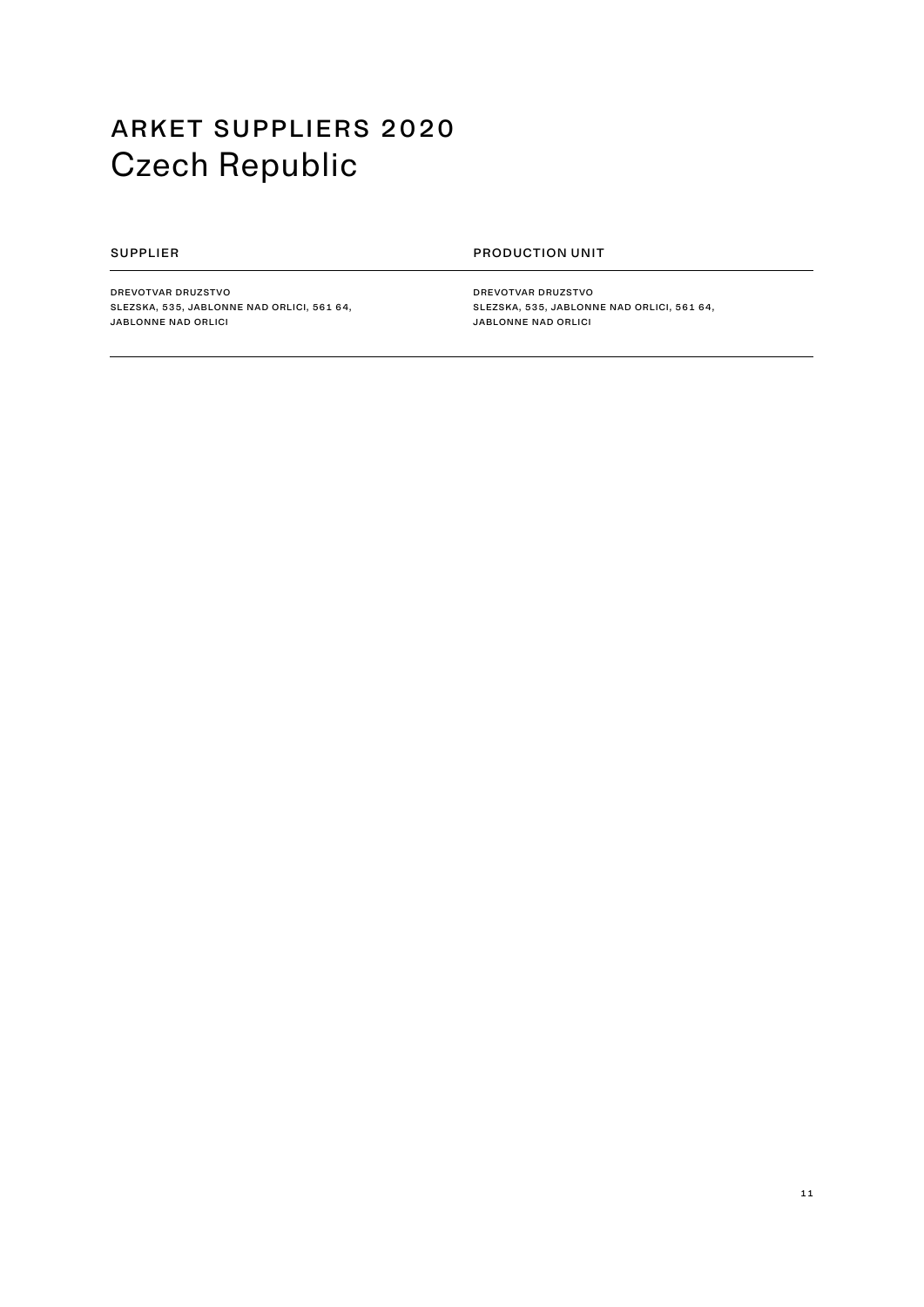# ARKET SUPPLIERS 2020
## Czech Republic

| SUPPLIER | PRODUCTION UNIT |
| --- | --- |
| DREVOTVAR DRUZSTVO<br>SLEZSKA, 535, JABLONNE NAD ORLICI, 561 64,<br>JABLONNE NAD ORLICI | DREVOTVAR DRUZSTVO<br>SLEZSKA, 535, JABLONNE NAD ORLICI, 561 64,<br>JABLONNE NAD ORLICI |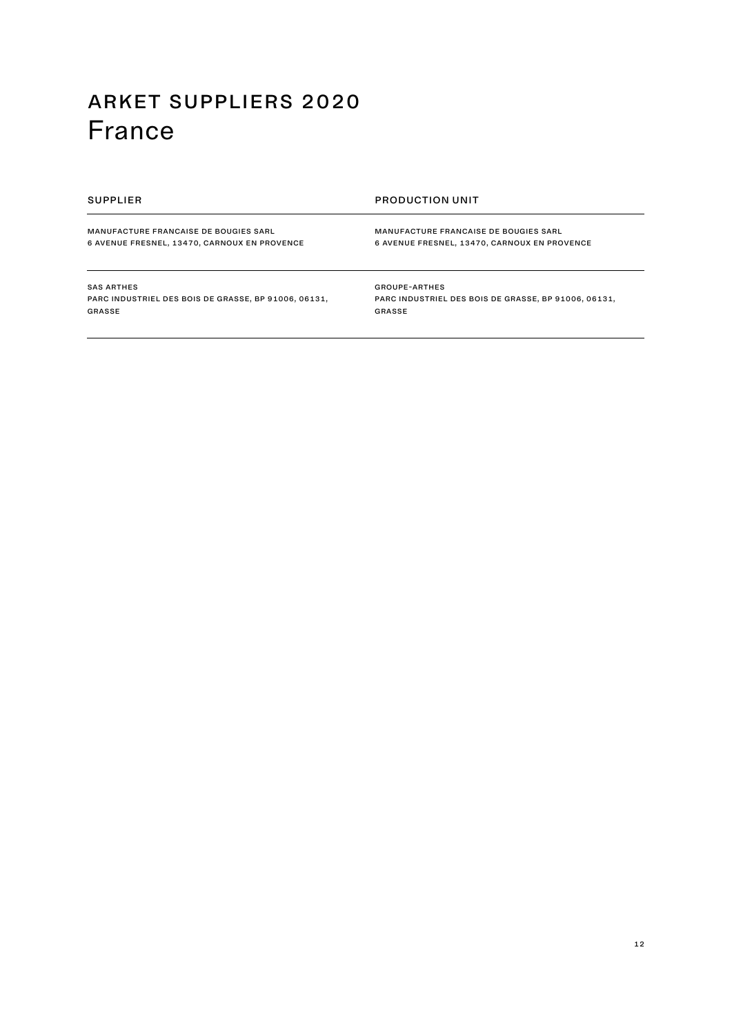# ARKET SUPPLIERS 2020
## France

| SUPPLIER | PRODUCTION UNIT |
| --- | --- |
| MANUFACTURE FRANCAISE DE BOUGIES SARL<br>6 AVENUE FRESNEL, 13470, CARNOUX EN PROVENCE | MANUFACTURE FRANCAISE DE BOUGIES SARL<br>6 AVENUE FRESNEL, 13470, CARNOUX EN PROVENCE |
| SAS ARTHES<br>PARC INDUSTRIEL DES BOIS DE GRASSE, BP 91006, 06131, GRASSE | GROUPE-ARTHES<br>PARC INDUSTRIEL DES BOIS DE GRASSE, BP 91006, 06131, GRASSE |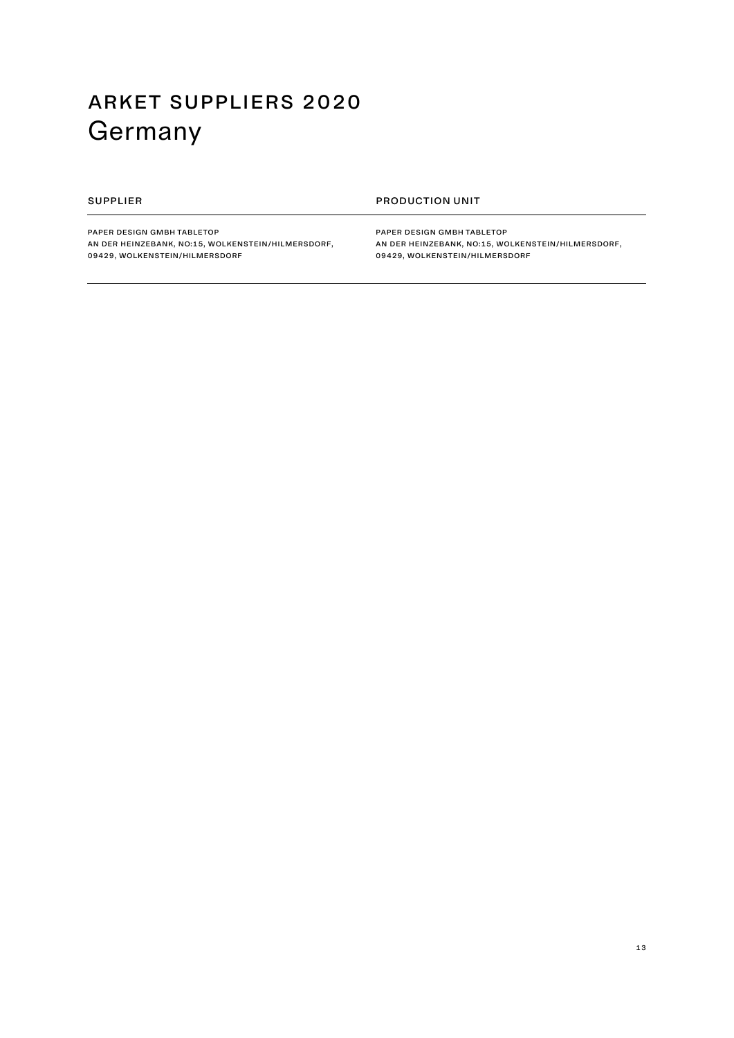# ARKET SUPPLIERS 2020
## Germany

| SUPPLIER | PRODUCTION UNIT |
|---|---|
| PAPER DESIGN GMBH TABLETOP<br>AN DER HEINZEBANK, NO:15, WOLKENSTEIN/HILMERSDORF,<br>09429, WOLKENSTEIN/HILMERSDORF | PAPER DESIGN GMBH TABLETOP<br>AN DER HEINZEBANK, NO:15, WOLKENSTEIN/HILMERSDORF,<br>09429, WOLKENSTEIN/HILMERSDORF |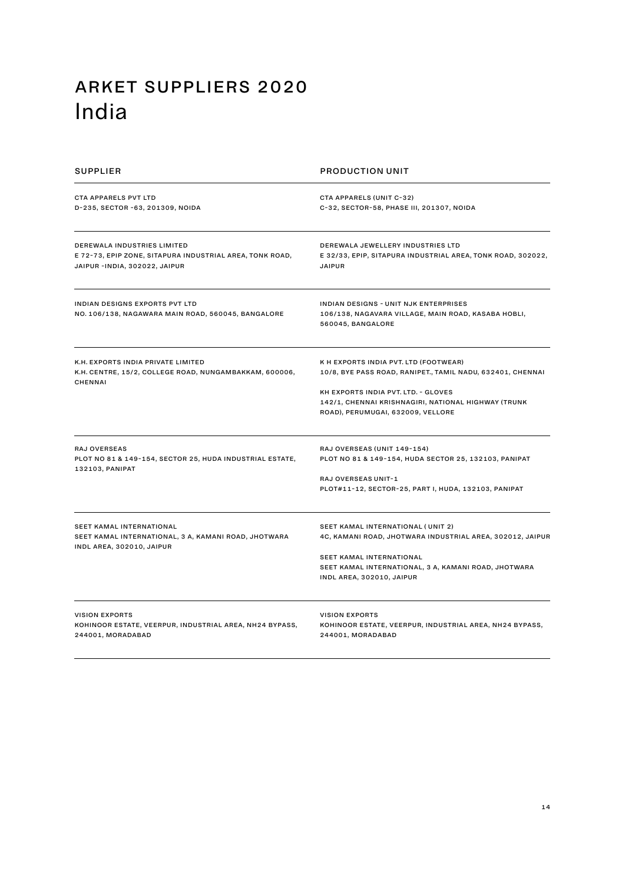# ARKET SUPPLIERS 2020
## India

| SUPPLIER | PRODUCTION UNIT |
| --- | --- |
| CTA APPARELS PVT LTD<br>D-235, SECTOR -63, 201309, NOIDA | CTA APPARELS (UNIT C-32)<br>C-32, SECTOR-58, PHASE III, 201307, NOIDA |
| DEREWALA INDUSTRIES LIMITED<br>E 72-73, EPIP ZONE, SITAPURA INDUSTRIAL AREA, TONK ROAD, JAIPUR -INDIA, 302022, JAIPUR | DEREWALA JEWELLERY INDUSTRIES LTD<br>E 32/33, EPIP, SITAPURA INDUSTRIAL AREA, TONK ROAD, 302022, JAIPUR |
| INDIAN DESIGNS EXPORTS PVT LTD<br>NO. 106/138, NAGAWARA MAIN ROAD, 560045, BANGALORE | INDIAN DESIGNS - UNIT NJK ENTERPRISES<br>106/138, NAGAVARA VILLAGE, MAIN ROAD, KASABA HOBLI, 560045, BANGALORE |
| K.H. EXPORTS INDIA PRIVATE LIMITED<br>K.H. CENTRE, 15/2, COLLEGE ROAD, NUNGAMBAKKAM, 600006, CHENNAI | K H EXPORTS INDIA PVT. LTD (FOOTWEAR)<br>10/8, BYE PASS ROAD, RANIPET., TAMIL NADU, 632401, CHENNAI<br><br>KH EXPORTS INDIA PVT. LTD. - GLOVES<br>142/1, CHENNAI KRISHNAGIRI, NATIONAL HIGHWAY (TRUNK ROAD), PERUMUGAI, 632009, VELLORE |
| RAJ OVERSEAS<br>PLOT NO 81 & 149-154, SECTOR 25, HUDA INDUSTRIAL ESTATE, 132103, PANIPAT | RAJ OVERSEAS (UNIT 149-154)<br>PLOT NO 81 & 149-154, HUDA SECTOR 25, 132103, PANIPAT<br><br>RAJ OVERSEAS UNIT-1<br>PLOT#11-12, SECTOR-25, PART I, HUDA, 132103, PANIPAT |
| SEET KAMAL INTERNATIONAL<br>SEET KAMAL INTERNATIONAL, 3 A, KAMANI ROAD, JHOTWARA INDL AREA, 302010, JAIPUR | SEET KAMAL INTERNATIONAL ( UNIT 2)<br>4C, KAMANI ROAD, JHOTWARA INDUSTRIAL AREA, 302012, JAIPUR<br><br>SEET KAMAL INTERNATIONAL<br>SEET KAMAL INTERNATIONAL, 3 A, KAMANI ROAD, JHOTWARA INDL AREA, 302010, JAIPUR |
| VISION EXPORTS<br>KOHINOOR ESTATE, VEERPUR, INDUSTRIAL AREA, NH24 BYPASS, 244001, MORADABAD | VISION EXPORTS<br>KOHINOOR ESTATE, VEERPUR, INDUSTRIAL AREA, NH24 BYPASS, 244001, MORADABAD |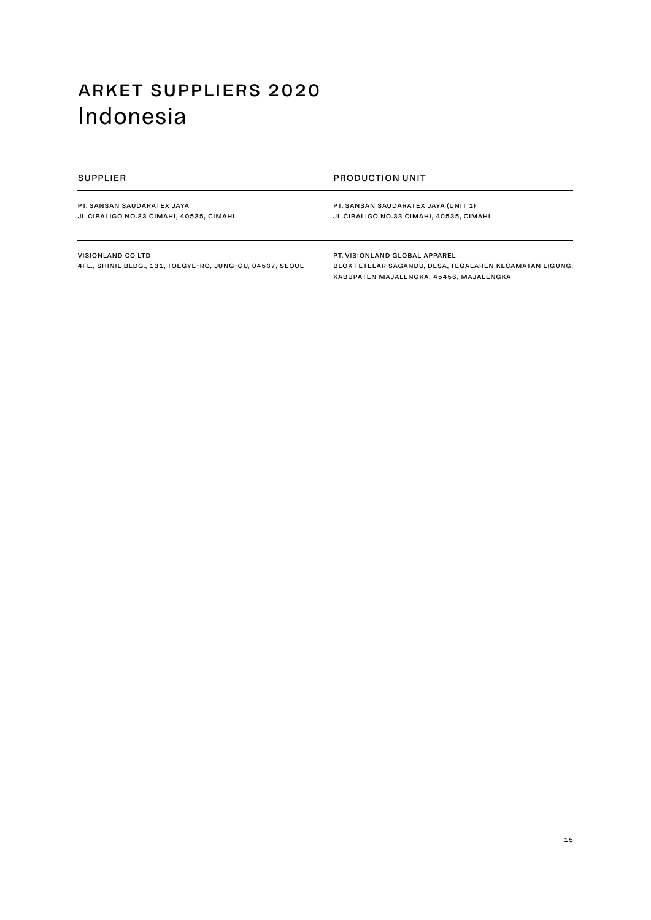# ARKET SUPPLIERS 2020
## Indonesia

| SUPPLIER | PRODUCTION UNIT |
| --- | --- |
| PT. SANSAN SAUDARATEX JAYA<br>JL.CIBALIGO NO.33 CIMAHI, 40535, CIMAHI | PT. SANSAN SAUDARATEX JAYA (UNIT 1)<br>JL.CIBALIGO NO.33 CIMAHI, 40535, CIMAHI |
| VISIONLAND CO LTD<br>4FL., SHINIL BLDG., 131, TOEGYE-RO, JUNG-GU, 04537, SEOUL | PT. VISIONLAND GLOBAL APPAREL<br>BLOK TETELAR SAGANDU, DESA, TEGALAREN KECAMATAN LIGUNG, KABUPATEN MAJALENGKA, 45456, MAJALENGKA |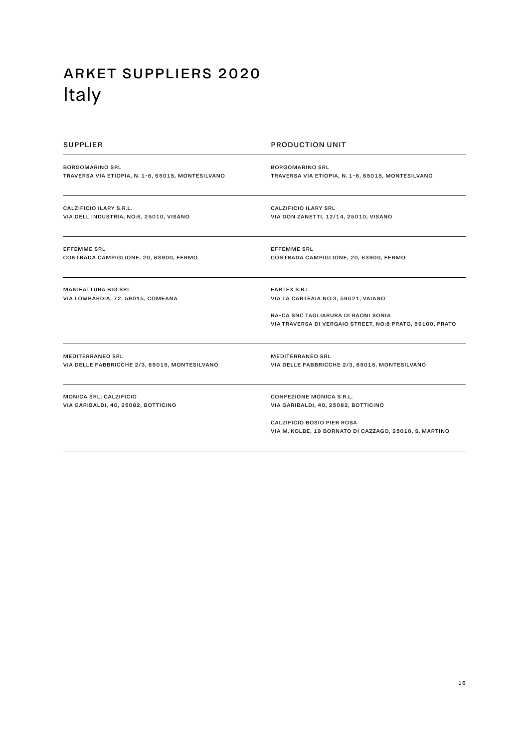# ARKET SUPPLIERS 2020
## Italy

| SUPPLIER | PRODUCTION UNIT |
| --- | --- |
| BORGOMARINO SRL<br>TRAVERSA VIA ETIOPIA, N. 1-6, 65015, MONTESILVANO | BORGOMARINO SRL<br>TRAVERSA VIA ETIOPIA, N. 1-6, 65015, MONTESILVANO |
| CALZIFICIO ILARY S.R.L.<br>VIA DELL INDUSTRIA, NO:6, 25010, VISANO | CALZIFICIO ILARY SRL<br>VIA DON ZANETTI, 12/14, 25010, VISANO |
| EFFEMME SRL<br>CONTRADA CAMPIGLIONE, 20, 63900, FERMO | EFFEMME SRL<br>CONTRADA CAMPIGLIONE, 20, 63900, FERMO |
| MANIFATTURA BIG SRL<br>VIA LOMBARDIA, 72, 59015, COMEANA | FARTEX S.R.L<br>VIA LA CARTEAIA NO:3, 59021, VAIANO<br><br>RA-CA SNC TAGLIARURA DI RAONI SONIA<br>VIA TRAVERSA DI VERGAIO STREET, NO:8 PRATO, 59100, PRATO |
| MEDITERRANEO SRL<br>VIA DELLE FABBRICCHE 2/3, 65015, MONTESILVANO | MEDITERRANEO SRL<br>VIA DELLE FABBRICCHE 2/3, 65015, MONTESILVANO |
| MONICA SRL; CALZIFICIO<br>VIA GARIBALDI, 40, 25082, BOTTICINO | CONFEZIONE MONICA S.R.L.<br>VIA GARIBALDI, 40, 25082, BOTTICINO<br><br>CALZIFICIO BOSIO PIER ROSA<br>VIA M. KOLBE, 19 BORNATO DI CAZZAGO, 25010, S. MARTINO |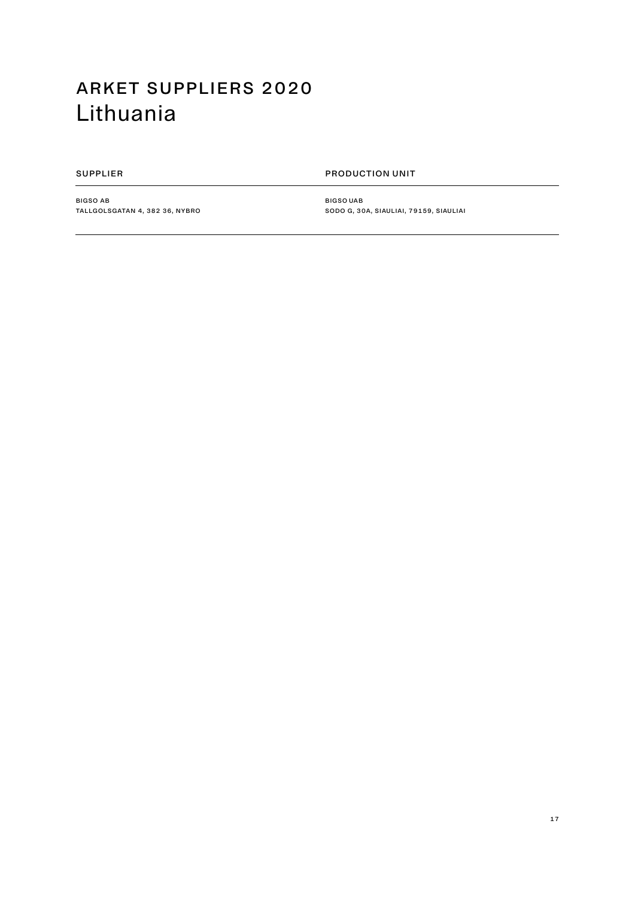# ARKET SUPPLIERS 2020

## Lithuania

| SUPPLIER | PRODUCTION UNIT |
|---|---|
| BIGSO AB<br>TALLGOLSGATAN 4, 382 36, NYBRO | BIGSO UAB<br>SODO G, 30A, SIAULIAI, 79159, SIAULIAI |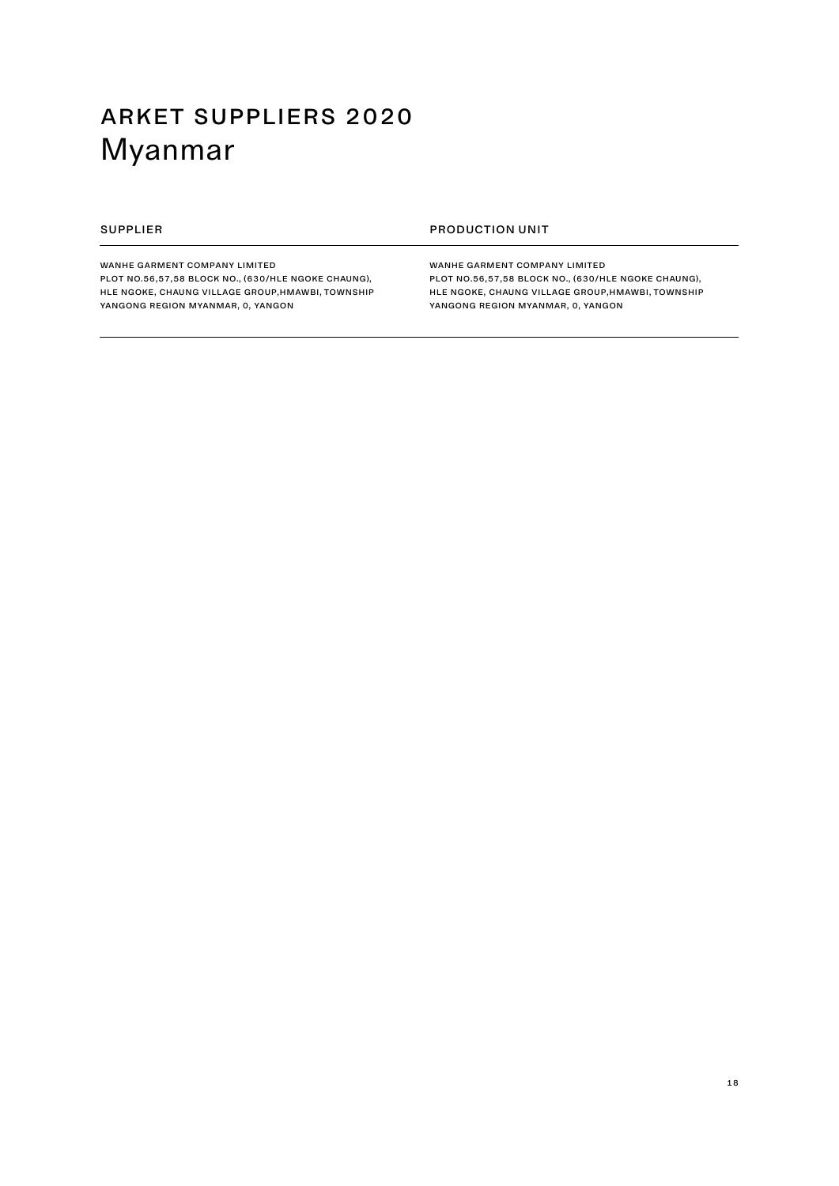# ARKET SUPPLIERS 2020
## Myanmar

| SUPPLIER | PRODUCTION UNIT |
| --- | --- |
| WANHE GARMENT COMPANY LIMITED<br>PLOT NO.56,57,58 BLOCK NO., (630/HLE NGOKE CHAUNG), HLE NGOKE, CHAUNG VILLAGE GROUP,HMAWBI, TOWNSHIP YANGONG REGION MYANMAR, 0, YANGON | WANHE GARMENT COMPANY LIMITED<br>PLOT NO.56,57,58 BLOCK NO., (630/HLE NGOKE CHAUNG), HLE NGOKE, CHAUNG VILLAGE GROUP,HMAWBI, TOWNSHIP YANGONG REGION MYANMAR, 0, YANGON |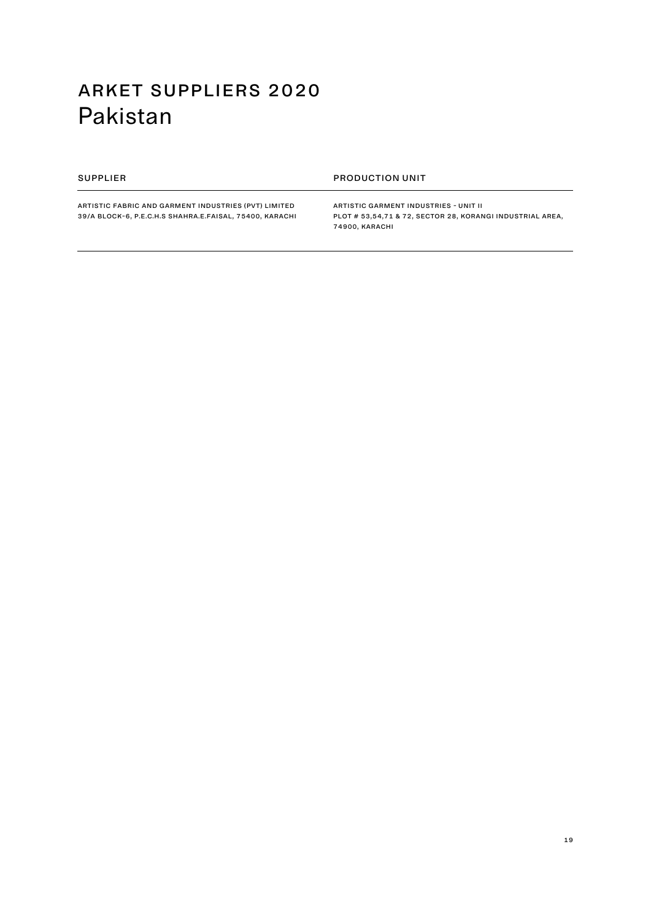# ARKET SUPPLIERS 2020
## Pakistan

| SUPPLIER | PRODUCTION UNIT |
| --- | --- |
| ARTISTIC FABRIC AND GARMENT INDUSTRIES (PVT) LIMITED<br>39/A BLOCK-6, P.E.C.H.S SHAHRA.E.FAISAL, 75400, KARACHI | ARTISTIC GARMENT INDUSTRIES - UNIT II<br>PLOT # 53,54,71 & 72, SECTOR 28, KORANGI INDUSTRIAL AREA, 74900, KARACHI |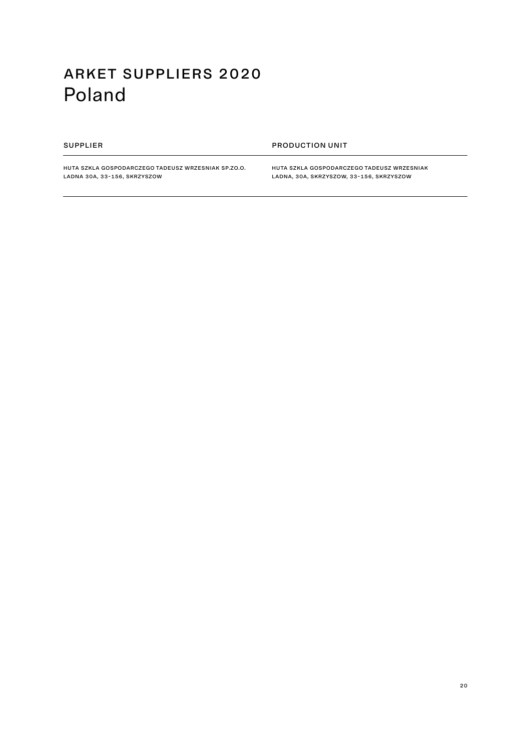# ARKET SUPPLIERS 2020
## Poland

| SUPPLIER | PRODUCTION UNIT |
|---|---|
| HUTA SZKLA GOSPODARCZEGO TADEUSZ WRZESNIAK SP.ZO.O.<br>LADNA 30A, 33-156, SKRZYSZOW | HUTA SZKLA GOSPODARCZEGO TADEUSZ WRZESNIAK<br>LADNA, 30A, SKRZYSZOW, 33-156, SKRZYSZOW |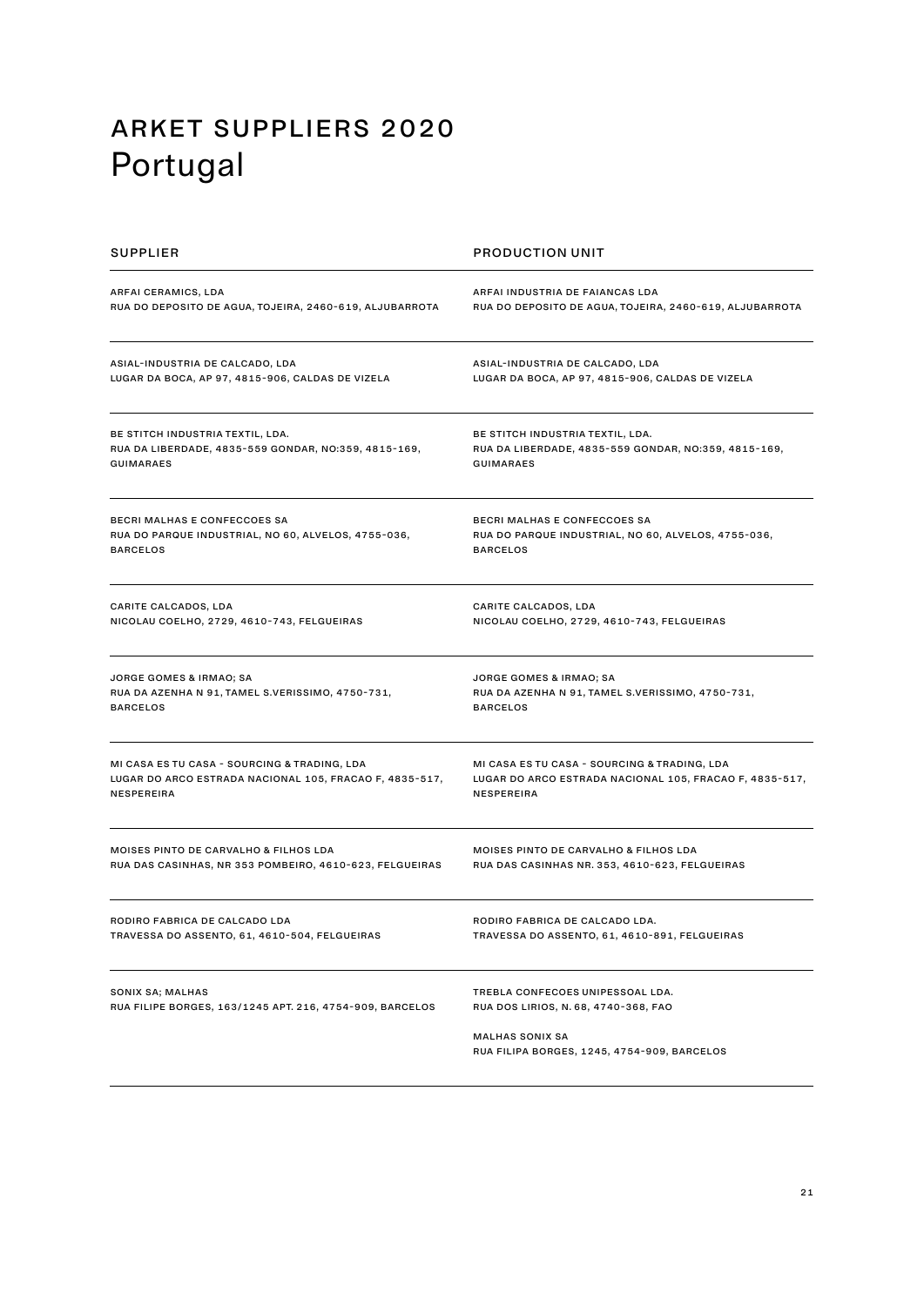# ARKET SUPPLIERS 2020
## Portugal

| SUPPLIER | PRODUCTION UNIT |
|---|---|
| ARFAI CERAMICS, LDA<br>RUA DO DEPOSITO DE AGUA, TOJEIRA, 2460-619, ALJUBARROTA | ARFAI INDUSTRIA DE FAIANCAS LDA<br>RUA DO DEPOSITO DE AGUA, TOJEIRA, 2460-619, ALJUBARROTA |
| ASIAL-INDUSTRIA DE CALCADO, LDA<br>LUGAR DA BOCA, AP 97, 4815-906, CALDAS DE VIZELA | ASIAL-INDUSTRIA DE CALCADO, LDA<br>LUGAR DA BOCA, AP 97, 4815-906, CALDAS DE VIZELA |
| BE STITCH INDUSTRIA TEXTIL, LDA.<br>RUA DA LIBERDADE, 4835-559 GONDAR, NO:359, 4815-169, GUIMARAES | BE STITCH INDUSTRIA TEXTIL, LDA.<br>RUA DA LIBERDADE, 4835-559 GONDAR, NO:359, 4815-169, GUIMARAES |
| BECRI MALHAS E CONFECCOES SA<br>RUA DO PARQUE INDUSTRIAL, NO 60, ALVELOS, 4755-036, BARCELOS | BECRI MALHAS E CONFECCOES SA<br>RUA DO PARQUE INDUSTRIAL, NO 60, ALVELOS, 4755-036, BARCELOS |
| CARITE CALCADOS, LDA<br>NICOLAU COELHO, 2729, 4610-743, FELGUEIRAS | CARITE CALCADOS, LDA<br>NICOLAU COELHO, 2729, 4610-743, FELGUEIRAS |
| JORGE GOMES & IRMAO; SA<br>RUA DA AZENHA N 91, TAMEL S.VERISSIMO, 4750-731, BARCELOS | JORGE GOMES & IRMAO; SA<br>RUA DA AZENHA N 91, TAMEL S.VERISSIMO, 4750-731, BARCELOS |
| MI CASA ES TU CASA - SOURCING & TRADING, LDA<br>LUGAR DO ARCO ESTRADA NACIONAL 105, FRACAO F, 4835-517, NESPEREIRA | MI CASA ES TU CASA - SOURCING & TRADING, LDA<br>LUGAR DO ARCO ESTRADA NACIONAL 105, FRACAO F, 4835-517, NESPEREIRA |
| MOISES PINTO DE CARVALHO & FILHOS LDA<br>RUA DAS CASINHAS, NR 353 POMBEIRO, 4610-623, FELGUEIRAS | MOISES PINTO DE CARVALHO & FILHOS LDA<br>RUA DAS CASINHAS NR. 353, 4610-623, FELGUEIRAS |
| RODIRO FABRICA DE CALCADO LDA<br>TRAVESSA DO ASSENTO, 61, 4610-504, FELGUEIRAS | RODIRO FABRICA DE CALCADO LDA.<br>TRAVESSA DO ASSENTO, 61, 4610-891, FELGUEIRAS |
| SONIX SA; MALHAS<br>RUA FILIPE BORGES, 163/1245 APT. 216, 4754-909, BARCELOS | TREBLA CONFECOES UNIPESSOAL LDA.<br>RUA DOS LIRIOS, N. 68, 4740-368, FAO<br><br>MALHAS SONIX SA<br>RUA FILIPA BORGES, 1245, 4754-909, BARCELOS |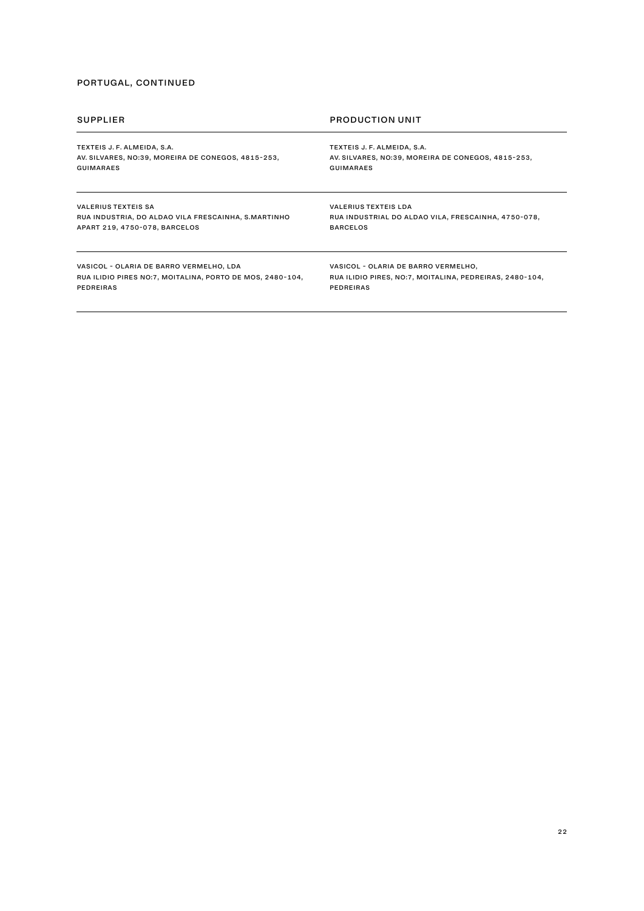## PORTUGAL, CONTINUED

| SUPPLIER | PRODUCTION UNIT |
| --- | --- |
| TEXTEIS J. F. ALMEIDA, S.A.<br>AV. SILVARES, NO:39, MOREIRA DE CONEGOS, 4815-253, GUIMARAES | TEXTEIS J. F. ALMEIDA, S.A.<br>AV. SILVARES, NO:39, MOREIRA DE CONEGOS, 4815-253, GUIMARAES |
| VALERIUS TEXTEIS SA<br>RUA INDUSTRIA, DO ALDAO VILA FRESCAINHA, S.MARTINHO APART 219, 4750-078, BARCELOS | VALERIUS TEXTEIS LDA<br>RUA INDUSTRIAL DO ALDAO VILA, FRESCAINHA, 4750-078, BARCELOS |
| VASICOL - OLARIA DE BARRO VERMELHO, LDA<br>RUA ILIDIO PIRES NO:7, MOITALINA, PORTO DE MOS, 2480-104, PEDREIRAS | VASICOL - OLARIA DE BARRO VERMELHO,<br>RUA ILIDIO PIRES, NO:7, MOITALINA, PEDREIRAS, 2480-104, PEDREIRAS |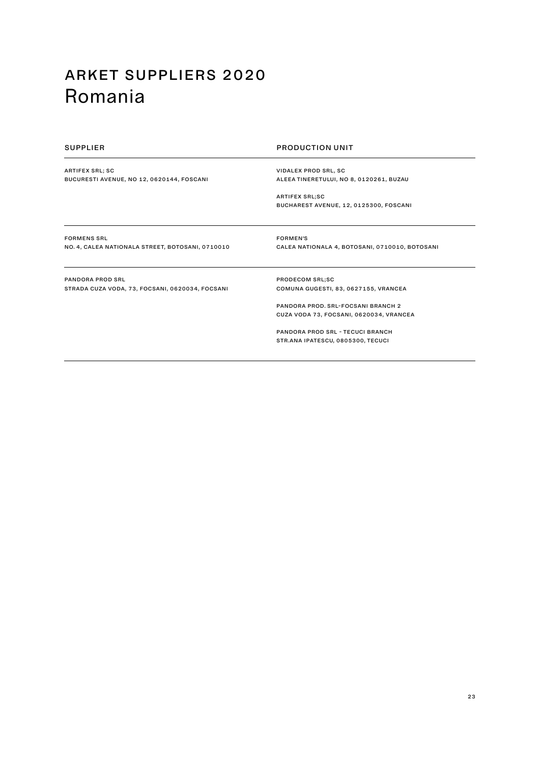# ARKET SUPPLIERS 2020
## Romania

| SUPPLIER | PRODUCTION UNIT |
|---|---|
| ARTIFEX SRL; SC<br>BUCURESTI AVENUE, NO 12, 0620144, FOSCANI | VIDALEX PROD SRL, SC<br>ALEEA TINERETULUI, NO 8, 0120261, BUZAU<br><br>ARTIFEX SRL;SC<br>BUCHAREST AVENUE, 12, 0125300, FOSCANI |
| FORMENS SRL<br>NO. 4, CALEA NATIONALA STREET, BOTOSANI, 0710010 | FORMEN'S<br>CALEA NATIONALA 4, BOTOSANI, 0710010, BOTOSANI |
| PANDORA PROD SRL<br>STRADA CUZA VODA, 73, FOCSANI, 0620034, FOCSANI | PRODECOM SRL;SC<br>COMUNA GUGESTI, 83, 0627155, VRANCEA<br><br>PANDORA PROD. SRL-FOCSANI BRANCH 2<br>CUZA VODA 73, FOCSANI, 0620034, VRANCEA<br><br>PANDORA PROD SRL - TECUCI BRANCH<br>STR.ANA IPATESCU, 0805300, TECUCI |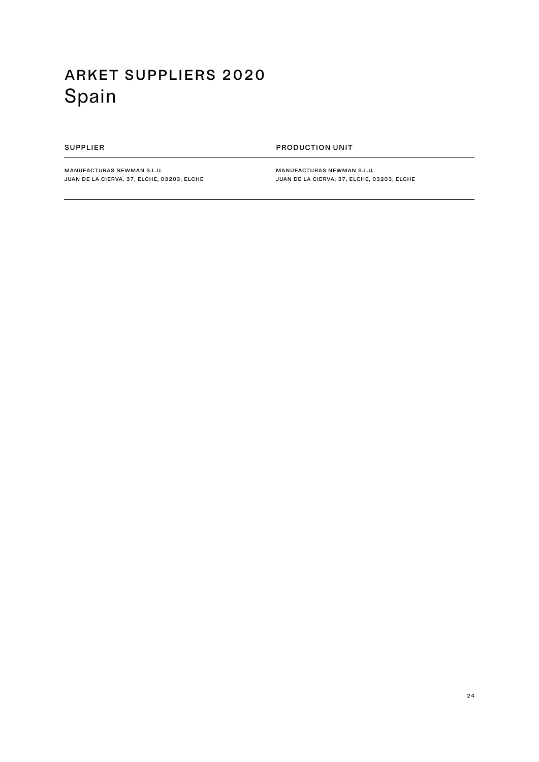# ARKET SUPPLIERS 2020

## Spain

| SUPPLIER | PRODUCTION UNIT |
| --- | --- |
| MANUFACTURAS NEWMAN S.L.U.<br>JUAN DE LA CIERVA, 37, ELCHE, 03203, ELCHE | MANUFACTURAS NEWMAN S.L.U.<br>JUAN DE LA CIERVA, 37, ELCHE, 03203, ELCHE |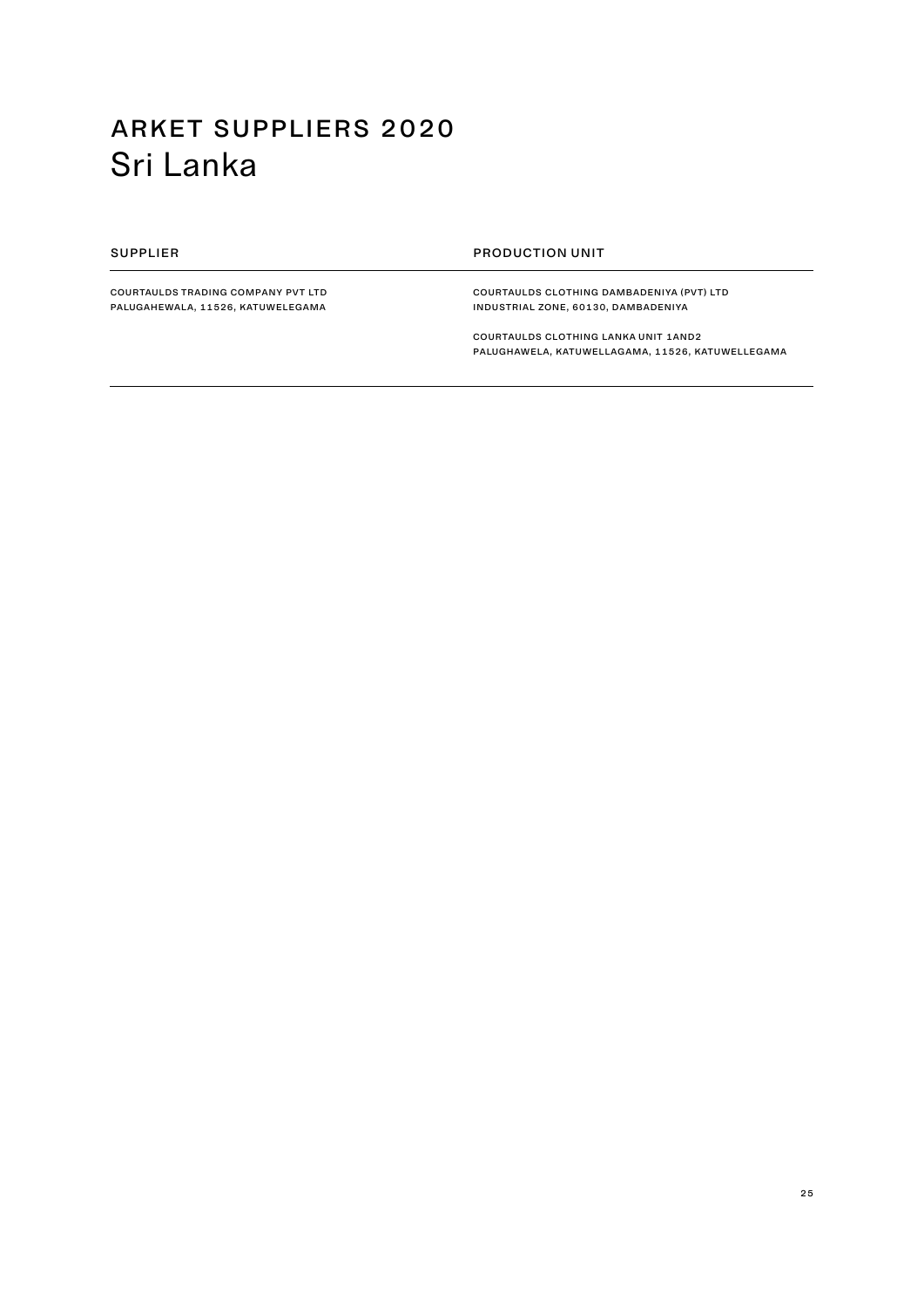# ARKET SUPPLIERS 2020
## Sri Lanka

| SUPPLIER | PRODUCTION UNIT |
| --- | --- |
| COURTAULDS TRADING COMPANY PVT LTD<br>PALUGAHEWALA, 11526, KATUWELEGAMA | COURTAULDS CLOTHING DAMBADENIYA (PVT) LTD<br>INDUSTRIAL ZONE, 60130, DAMBADENIYA |
| | COURTAULDS CLOTHING LANKA UNIT 1AND2<br>PALUGHAWELA, KATUWELLAGAMA, 11526, KATUWELLEGAMA |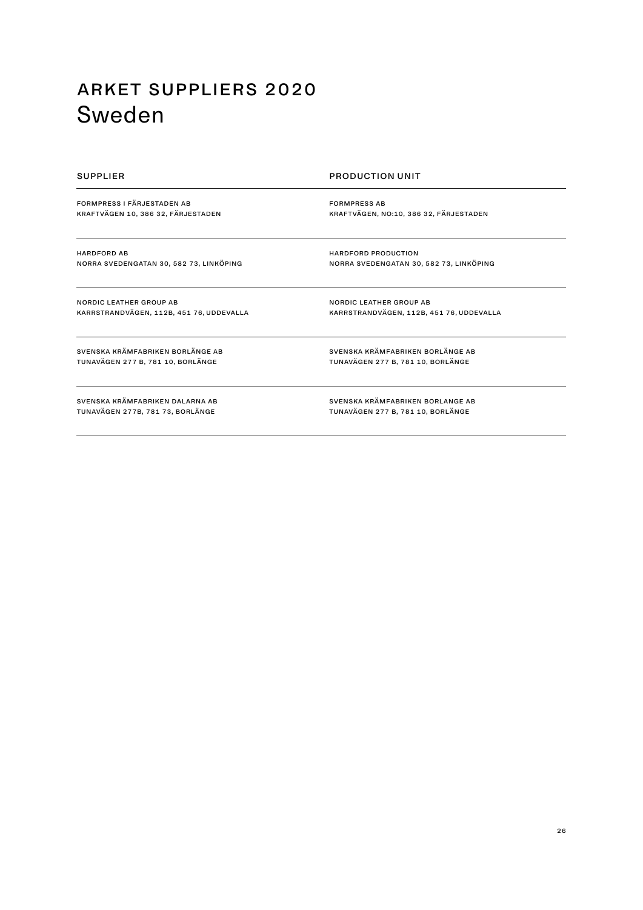# ARKET SUPPLIERS 2020

## Sweden

| SUPPLIER | PRODUCTION UNIT |
| --- | --- |
| FORMPRESS I FÄRJESTADEN AB<br>KRAFTVÄGEN 10, 386 32, FÄRJESTADEN | FORMPRESS AB<br>KRAFTVÄGEN, NO:10, 386 32, FÄRJESTADEN |
| HARDFORD AB<br>NORRA SVEDENGATAN 30, 582 73, LINKÖPING | HARDFORD PRODUCTION<br>NORRA SVEDENGATAN 30, 582 73, LINKÖPING |
| NORDIC LEATHER GROUP AB<br>KARRSTRANDVÄGEN, 112B, 451 76, UDDEVALLA | NORDIC LEATHER GROUP AB<br>KARRSTRANDVÄGEN, 112B, 451 76, UDDEVALLA |
| SVENSKA KRÄMFABRIKEN BORLÄNGE AB<br>TUNAVÄGEN 277 B, 781 10, BORLÄNGE | SVENSKA KRÄMFABRIKEN BORLÄNGE AB<br>TUNAVÄGEN 277 B, 781 10, BORLÄNGE |
| SVENSKA KRÄMFABRIKEN DALARNA AB<br>TUNAVÄGEN 277B, 781 73, BORLÄNGE | SVENSKA KRÄMFABRIKEN BORLANGE AB<br>TUNAVÄGEN 277 B, 781 10, BORLÄNGE |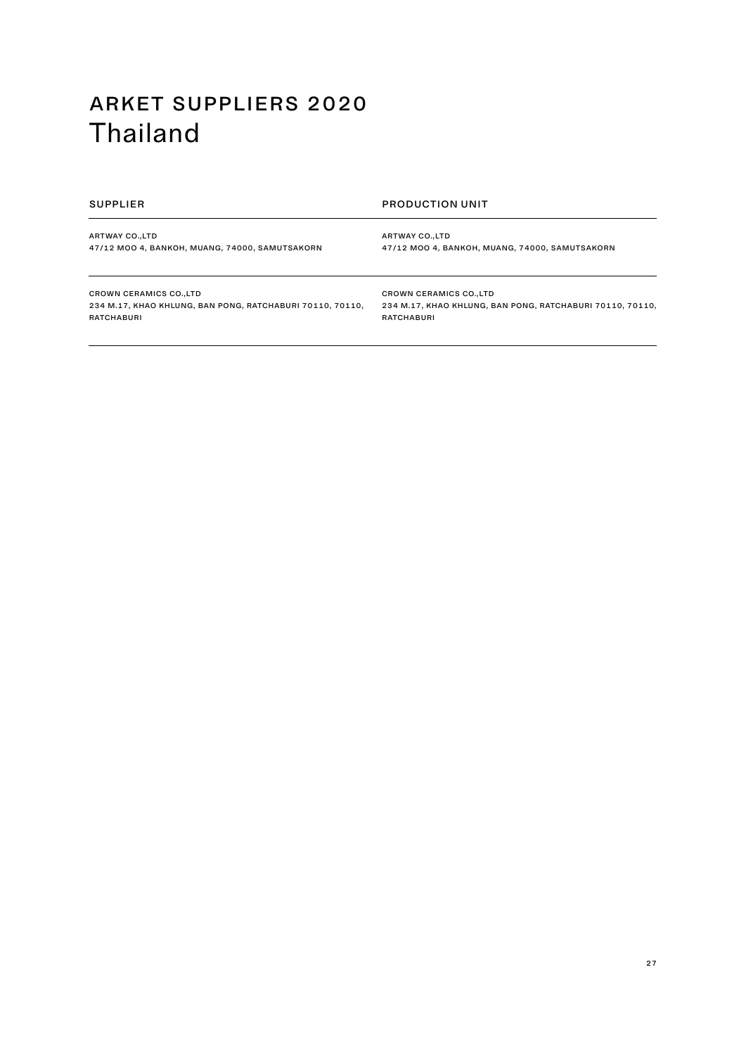# ARKET SUPPLIERS 2020
## Thailand

| SUPPLIER | PRODUCTION UNIT |
|---|---|
| ARTWAY CO.,LTD<br>47/12 MOO 4, BANKOH, MUANG, 74000, SAMUTSAKORN | ARTWAY CO.,LTD<br>47/12 MOO 4, BANKOH, MUANG, 74000, SAMUTSAKORN |
| CROWN CERAMICS CO.,LTD<br>234 M.17, KHAO KHLUNG, BAN PONG, RATCHABURI 70110, 70110, RATCHABURI | CROWN CERAMICS CO.,LTD<br>234 M.17, KHAO KHLUNG, BAN PONG, RATCHABURI 70110, 70110, RATCHABURI |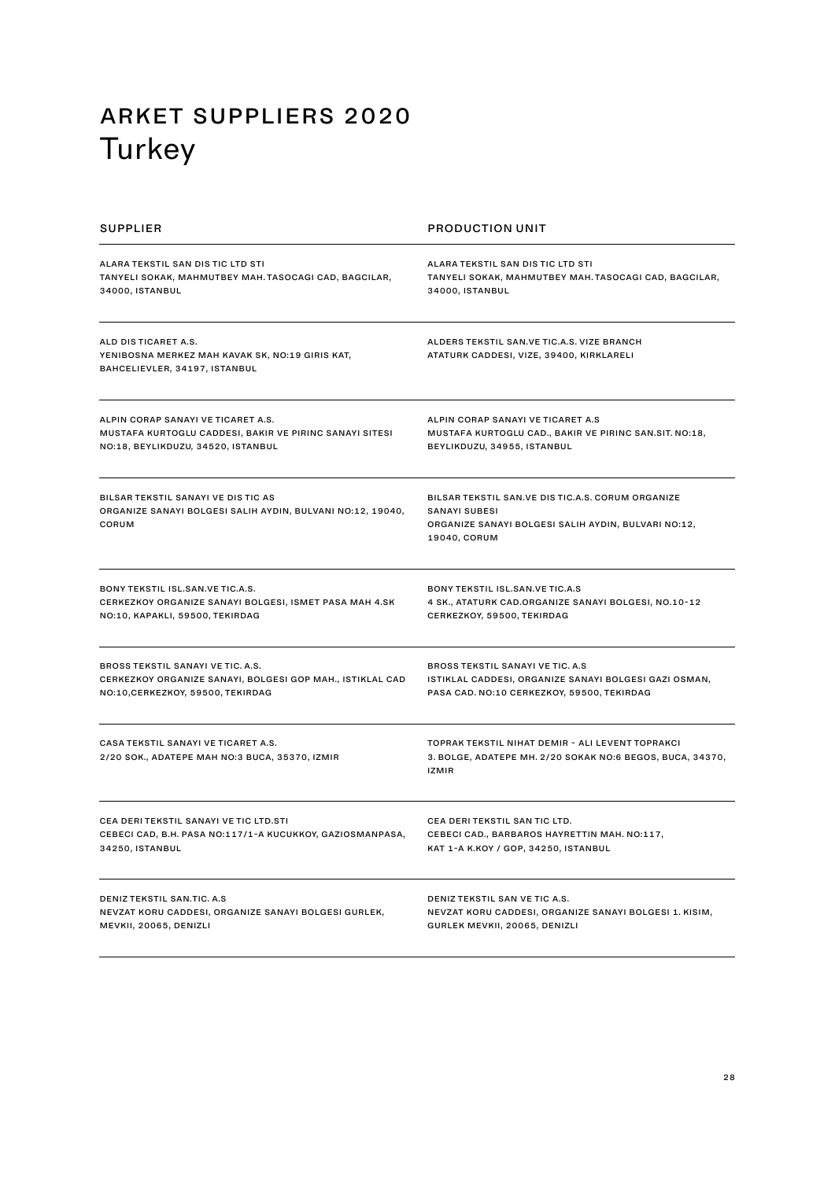# ARKET SUPPLIERS 2020
## Turkey

| SUPPLIER | PRODUCTION UNIT |
| --- | --- |
| ALARA TEKSTIL SAN DIS TIC LTD STI<br>TANYELI SOKAK, MAHMUTBEY MAH. TASOCAGI CAD, BAGCILAR, 34000, ISTANBUL | ALARA TEKSTIL SAN DIS TIC LTD STI<br>TANYELI SOKAK, MAHMUTBEY MAH. TASOCAGI CAD, BAGCILAR, 34000, ISTANBUL |
| ALD DIS TICARET A.S.<br>YENIBOSNA MERKEZ MAH KAVAK SK, NO:19 GIRIS KAT, BAHCELIEVLER, 34197, ISTANBUL | ALDERS TEKSTIL SAN.VE TIC.A.S. VIZE BRANCH<br>ATATURK CADDESI, VIZE, 39400, KIRKLARELI |
| ALPIN CORAP SANAYI VE TICARET A.S.<br>MUSTAFA KURTOGLU CADDESI, BAKIR VE PIRINC SANAYI SITESI NO:18, BEYLIKDUZU, 34520, ISTANBUL | ALPIN CORAP SANAYI VE TICARET A.S<br>MUSTAFA KURTOGLU CAD., BAKIR VE PIRINC SAN.SIT. NO:18, BEYLIKDUZU, 34955, ISTANBUL |
| BILSAR TEKSTIL SANAYI VE DIS TIC AS<br>ORGANIZE SANAYI BOLGESI SALIH AYDIN, BULVANI NO:12, 19040, CORUM | BILSAR TEKSTIL SAN.VE DIS TIC.A.S. CORUM ORGANIZE SANAYI SUBESI<br>ORGANIZE SANAYI BOLGESI SALIH AYDIN, BULVARI NO:12, 19040, CORUM |
| BONY TEKSTIL ISL.SAN.VE TIC.A.S.<br>CERKEZKOY ORGANIZE SANAYI BOLGESI, ISMET PASA MAH 4.SK NO:10, KAPAKLI, 59500, TEKIRDAG | BONY TEKSTIL ISL.SAN.VE TIC.A.S<br>4 SK., ATATURK CAD.ORGANIZE SANAYI BOLGESI, NO.10-12 CERKEZKOY, 59500, TEKIRDAG |
| BROSS TEKSTIL SANAYI VE TIC. A.S.<br>CERKEZKOY ORGANIZE SANAYI, BOLGESI GOP MAH., ISTIKLAL CAD NO:10,CERKEZKOY, 59500, TEKIRDAG | BROSS TEKSTIL SANAYI VE TIC. A.S<br>ISTIKLAL CADDESI, ORGANIZE SANAYI BOLGESI GAZI OSMAN, PASA CAD. NO:10 CERKEZKOY, 59500, TEKIRDAG |
| CASA TEKSTIL SANAYI VE TICARET A.S.<br>2/20 SOK., ADATEPE MAH NO:3 BUCA, 35370, IZMIR | TOPRAK TEKSTIL NIHAT DEMIR - ALI LEVENT TOPRAKCI<br>3. BOLGE, ADATEPE MH. 2/20 SOKAK NO:6 BEGOS, BUCA, 34370, IZMIR |
| CEA DERI TEKSTIL SANAYI VE TIC LTD.STI<br>CEBECI CAD, B.H. PASA NO:117/1-A KUCUKKOY, GAZIOSMANPASA, 34250, ISTANBUL | CEA DERI TEKSTIL SAN TIC LTD.<br>CEBECI CAD., BARBAROS HAYRETTIN MAH. NO:117, KAT 1-A K.KOY / GOP, 34250, ISTANBUL |
| DENIZ TEKSTIL SAN.TIC. A.S<br>NEVZAT KORU CADDESI, ORGANIZE SANAYI BOLGESI GURLEK, MEVKII, 20065, DENIZLI | DENIZ TEKSTIL SAN VE TIC A.S.<br>NEVZAT KORU CADDESI, ORGANIZE SANAYI BOLGESI 1. KISIM, GURLEK MEVKII, 20065, DENIZLI |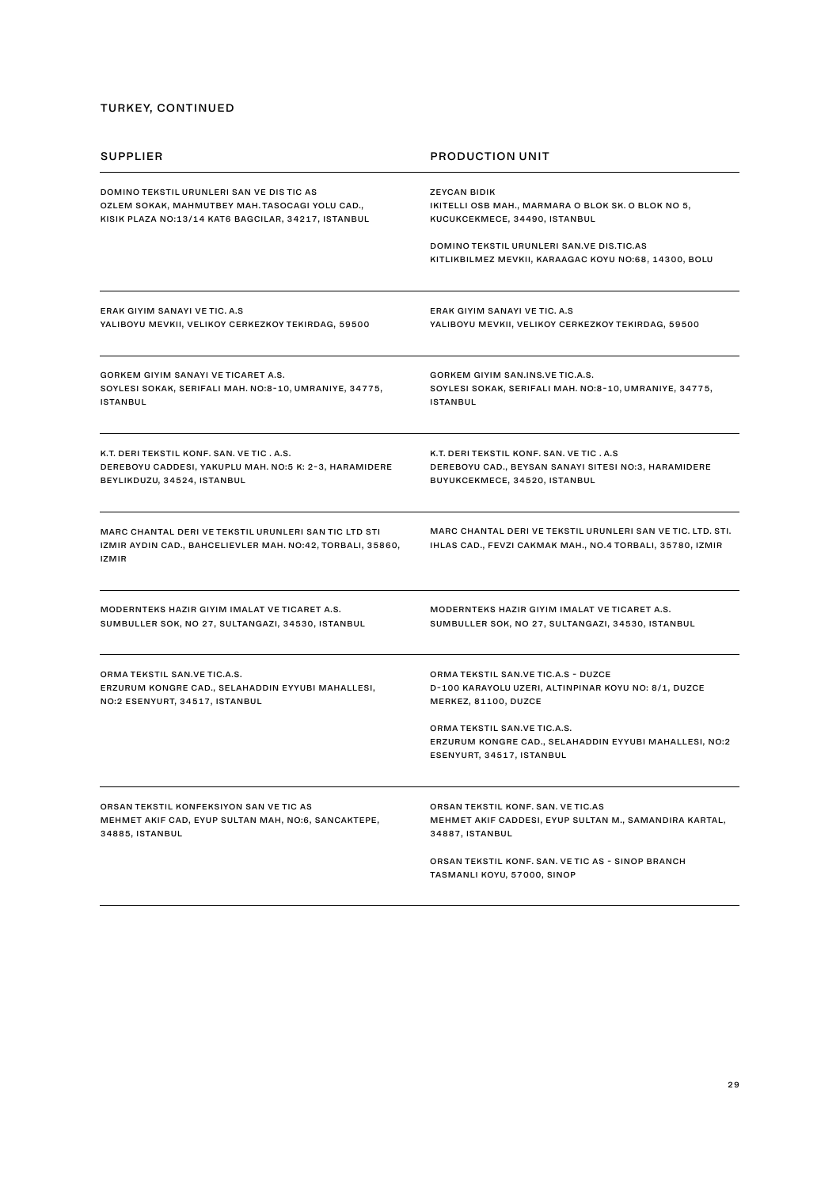## TURKEY, CONTINUED

| SUPPLIER | PRODUCTION UNIT |
|---|---|
| DOMINO TEKSTIL URUNLERI SAN VE DIS TIC AS<br>OZLEM SOKAK, MAHMUTBEY MAH. TASOCAGI YOLU CAD., KISIK PLAZA NO:13/14 KAT6 BAGCILAR, 34217, ISTANBUL | ZEYCAN BIDIK<br>IKITELLI OSB MAH., MARMARA O BLOK SK. O BLOK NO 5, KUCUKCEKMECE, 34490, ISTANBUL<br><br>DOMINO TEKSTIL URUNLERI SAN.VE DIS.TIC.AS<br>KITLIKBILMEZ MEVKII, KARAAGAC KOYU NO:68, 14300, BOLU |
| ERAK GIYIM SANAYI VE TIC. A.S<br>YALIBOYU MEVKII, VELIKOY CERKEZKOY TEKIRDAG, 59500 | ERAK GIYIM SANAYI VE TIC. A.S<br>YALIBOYU MEVKII, VELIKOY CERKEZKOY TEKIRDAG, 59500 |
| GORKEM GIYIM SANAYI VE TICARET A.S.<br>SOYLESI SOKAK, SERIFALI MAH. NO:8-10, UMRANIYE, 34775, ISTANBUL | GORKEM GIYIM SAN.INS.VE TIC.A.S.<br>SOYLESI SOKAK, SERIFALI MAH. NO:8-10, UMRANIYE, 34775, ISTANBUL |
| K.T. DERI TEKSTIL KONF. SAN. VE TIC . A.S.<br>DEREBOYU CADDESI, YAKUPLU MAH. NO:5 K: 2-3, HARAMIDERE BEYLIKDUZU, 34524, ISTANBUL | K.T. DERI TEKSTIL KONF. SAN. VE TIC . A.S<br>DEREBOYU CAD., BEYSAN SANAYI SITESI NO:3, HARAMIDERE BUYUKCEKMECE, 34520, ISTANBUL |
| MARC CHANTAL DERI VE TEKSTIL URUNLERI SAN TIC LTD STI<br>IZMIR AYDIN CAD., BAHCELIEVLER MAH. NO:42, TORBALI, 35860, IZMIR | MARC CHANTAL DERI VE TEKSTIL URUNLERI SAN VE TIC. LTD. STI.<br>IHLAS CAD., FEVZI CAKMAK MAH., NO.4 TORBALI, 35780, IZMIR |
| MODERNTEKS HAZIR GIYIM IMALAT VE TICARET A.S.<br>SUMBULLER SOK, NO 27, SULTANGAZI, 34530, ISTANBUL | MODERNTEKS HAZIR GIYIM IMALAT VE TICARET A.S.<br>SUMBULLER SOK, NO 27, SULTANGAZI, 34530, ISTANBUL |
| ORMA TEKSTIL SAN.VE TIC.A.S.<br>ERZURUM KONGRE CAD., SELAHADDIN EYYUBI MAHALLESI, NO:2 ESENYURT, 34517, ISTANBUL | ORMA TEKSTIL SAN.VE TIC.A.S - DUZCE<br>D-100 KARAYOLU UZERI, ALTINPINAR KOYU NO: 8/1, DUZCE MERKEZ, 81100, DUZCE<br><br>ORMA TEKSTIL SAN.VE TIC.A.S.<br>ERZURUM KONGRE CAD., SELAHADDIN EYYUBI MAHALLESI, NO:2 ESENYURT, 34517, ISTANBUL |
| ORSAN TEKSTIL KONFEKSIYON SAN VE TIC AS<br>MEHMET AKIF CAD, EYUP SULTAN MAH, NO:6, SANCAKTEPE, 34885, ISTANBUL | ORSAN TEKSTIL KONF. SAN. VE TIC.AS<br>MEHMET AKIF CADDESI, EYUP SULTAN M., SAMANDIRA KARTAL, 34887, ISTANBUL<br><br>ORSAN TEKSTIL KONF. SAN. VE TIC AS - SINOP BRANCH<br>TASMANLI KOYU, 57000, SINOP |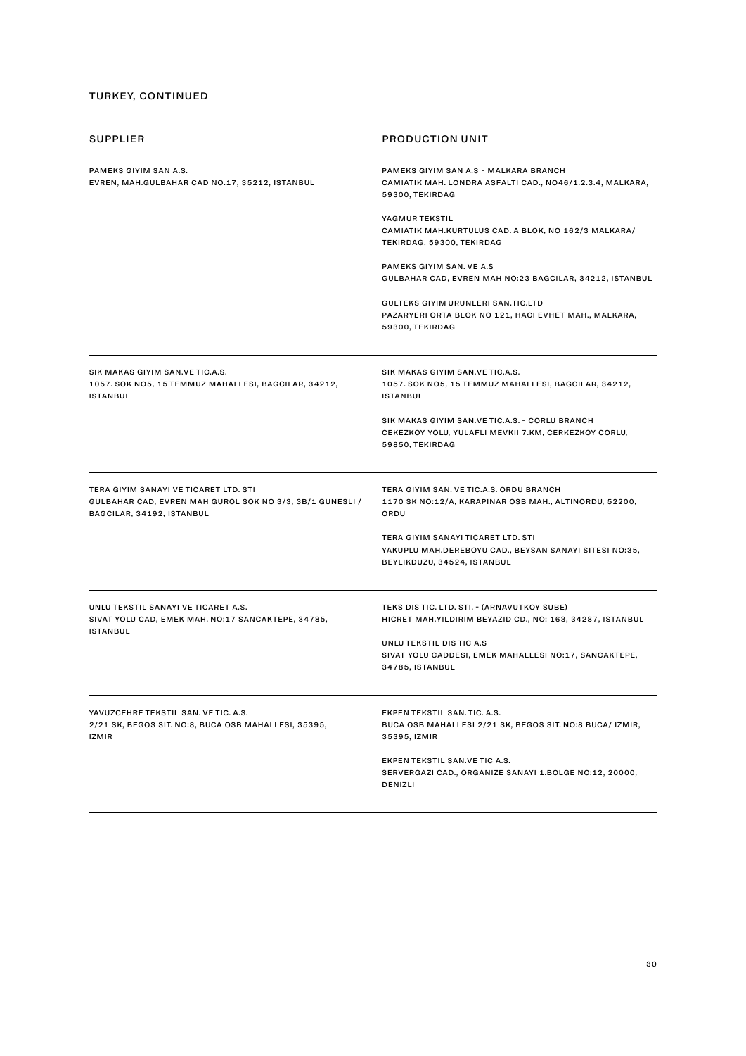## TURKEY, CONTINUED

| SUPPLIER | PRODUCTION UNIT |
|---|---|
| PAMEKS GIYIM SAN A.S.<br>EVREN, MAH.GULBAHAR CAD NO.17, 35212, ISTANBUL | PAMEKS GIYIM SAN A.S - MALKARA BRANCH<br>CAMIATIK MAH. LONDRA ASFALTI CAD., NO46/1.2.3.4, MALKARA, 59300, TEKIRDAG<br><br>YAGMUR TEKSTIL<br>CAMIATIK MAH.KURTULUS CAD. A BLOK, NO 162/3 MALKARA/ TEKIRDAG, 59300, TEKIRDAG<br><br>PAMEKS GIYIM SAN. VE A.S<br>GULBAHAR CAD, EVREN MAH NO:23 BAGCILAR, 34212, ISTANBUL<br><br>GULTEKS GIYIM URUNLERI SAN.TIC.LTD<br>PAZARYERI ORTA BLOK NO 121, HACI EVHET MAH., MALKARA, 59300, TEKIRDAG |
| SIK MAKAS GIYIM SAN.VE TIC.A.S.<br>1057. SOK NO5, 15 TEMMUZ MAHALLESI, BAGCILAR, 34212, ISTANBUL | SIK MAKAS GIYIM SAN.VE TIC.A.S.<br>1057. SOK NO5, 15 TEMMUZ MAHALLESI, BAGCILAR, 34212, ISTANBUL<br><br>SIK MAKAS GIYIM SAN.VE TIC.A.S. - CORLU BRANCH<br>CEKEZKOY YOLU, YULAFLI MEVKII 7.KM, CERKEZKOY CORLU, 59850, TEKIRDAG |
| TERA GIYIM SANAYI VE TICARET LTD. STI<br>GULBAHAR CAD, EVREN MAH GUROL SOK NO 3/3, 3B/1 GUNESLI / BAGCILAR, 34192, ISTANBUL | TERA GIYIM SAN. VE TIC.A.S. ORDU BRANCH<br>1170 SK NO:12/A, KARAPINAR OSB MAH., ALTINORDU, 52200, ORDU<br><br>TERA GIYIM SANAYI TICARET LTD. STI<br>YAKUPLU MAH.DEREBOYU CAD., BEYSAN SANAYI SITESI NO:35, BEYLIKDUZU, 34524, ISTANBUL |
| UNLU TEKSTIL SANAYI VE TICARET A.S.<br>SIVAT YOLU CAD, EMEK MAH. NO:17 SANCAKTEPE, 34785, ISTANBUL | TEKS DIS TIC. LTD. STI. - (ARNAVUTKOY SUBE)<br>HICRET MAH.YILDIRIM BEYAZID CD., NO: 163, 34287, ISTANBUL<br><br>UNLU TEKSTIL DIS TIC A.S<br>SIVAT YOLU CADDESI, EMEK MAHALLESI NO:17, SANCAKTEPE, 34785, ISTANBUL |
| YAVUZCEHRE TEKSTIL SAN. VE TIC. A.S.<br>2/21 SK, BEGOS SIT. NO:8, BUCA OSB MAHALLESI, 35395, IZMIR | EKPEN TEKSTIL SAN. TIC. A.S.<br>BUCA OSB MAHALLESI 2/21 SK, BEGOS SIT. NO:8 BUCA/ IZMIR, 35395, IZMIR<br><br>EKPEN TEKSTIL SAN.VE TIC A.S.<br>SERVERGAZI CAD., ORGANIZE SANAYI 1.BOLGE NO:12, 20000, DENIZLI |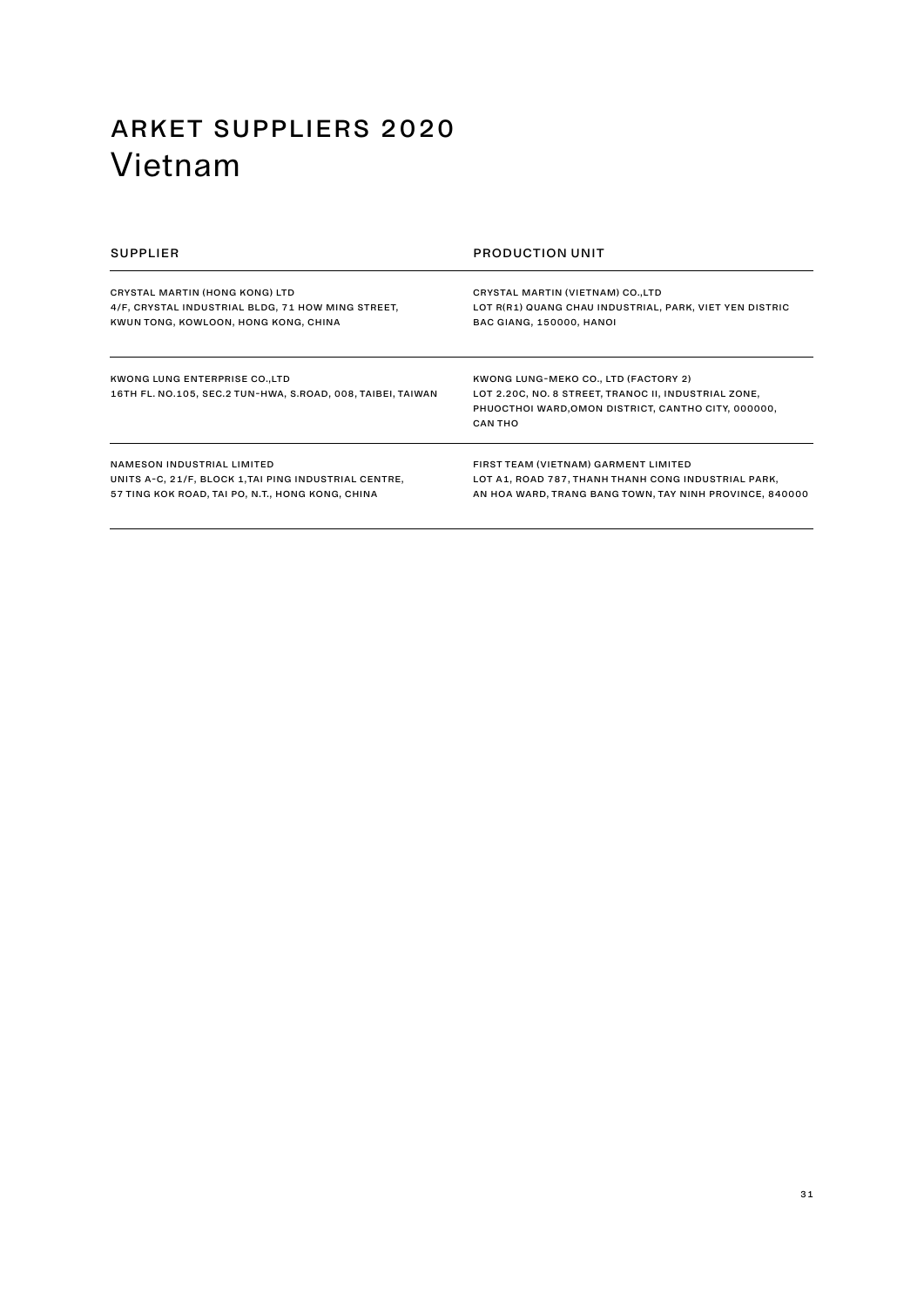# ARKET SUPPLIERS 2020
## Vietnam

| SUPPLIER | PRODUCTION UNIT |
|---|---|
| CRYSTAL MARTIN (HONG KONG) LTD<br>4/F, CRYSTAL INDUSTRIAL BLDG, 71 HOW MING STREET, KWUN TONG, KOWLOON, HONG KONG, CHINA | CRYSTAL MARTIN (VIETNAM) CO.,LTD<br>LOT R(R1) QUANG CHAU INDUSTRIAL, PARK, VIET YEN DISTRIC BAC GIANG, 150000, HANOI |
| KWONG LUNG ENTERPRISE CO.,LTD<br>16TH FL. NO.105, SEC.2 TUN-HWA, S.ROAD, 008, TAIBEI, TAIWAN | KWONG LUNG-MEKO CO., LTD (FACTORY 2)<br>LOT 2.20C, NO. 8 STREET, TRANOC II, INDUSTRIAL ZONE, PHUOCTHOI WARD,OMON DISTRICT, CANTHO CITY, 000000, CAN THO |
| NAMESON INDUSTRIAL LIMITED<br>UNITS A-C, 21/F, BLOCK 1,TAI PING INDUSTRIAL CENTRE, 57 TING KOK ROAD, TAI PO, N.T., HONG KONG, CHINA | FIRST TEAM (VIETNAM) GARMENT LIMITED<br>LOT A1, ROAD 787, THANH THANH CONG INDUSTRIAL PARK, AN HOA WARD, TRANG BANG TOWN, TAY NINH PROVINCE, 840000 |